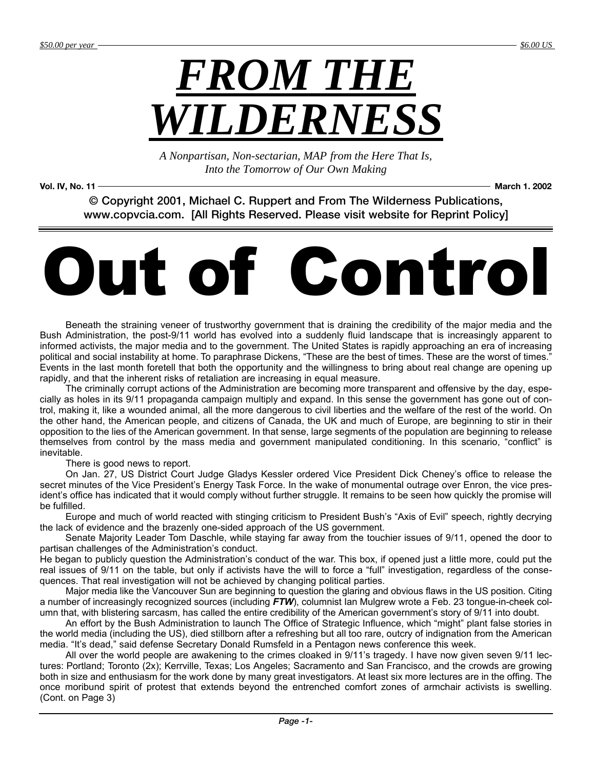$50.00 per year — $6.00 US

# *FROM THE WILDERNESS*

*A Nonpartisan, Non-sectarian, MAP from the Here That Is, Into the Tomorrow of Our Own Making*

**Vol. IV, No. 11** — **March 1. 2002**

**© Copyright 2001, Michael C. Ruppert and From The Wilderness Publications, www.copvcia.com. [All Rights Reserved. Please visit website for Reprint Policy]**

# Out of Control

Beneath the straining veneer of trustworthy government that is draining the credibility of the major media and the Bush Administration, the post-9/11 world has evolved into a suddenly fluid landscape that is increasingly apparent to informed activists, the major media and to the government. The United States is rapidly approaching an era of increasing political and social instability at home. To paraphrase Dickens, "These are the best of times. These are the worst of times." Events in the last month foretell that both the opportunity and the willingness to bring about real change are opening up rapidly, and that the inherent risks of retaliation are increasing in equal measure.

The criminally corrupt actions of the Administration are becoming more transparent and offensive by the day, especially as holes in its 9/11 propaganda campaign multiply and expand. In this sense the government has gone out of control, making it, like a wounded animal, all the more dangerous to civil liberties and the welfare of the rest of the world. On the other hand, the American people, and citizens of Canada, the UK and much of Europe, are beginning to stir in their opposition to the lies of the American government. In that sense, large segments of the population are beginning to release themselves from control by the mass media and government manipulated conditioning. In this scenario, "conflict" is inevitable.

There is good news to report.

On Jan. 27, US District Court Judge Gladys Kessler ordered Vice President Dick Cheney's office to release the secret minutes of the Vice President's Energy Task Force. In the wake of monumental outrage over Enron, the vice president's office has indicated that it would comply without further struggle. It remains to be seen how quickly the promise will be fulfilled.

Europe and much of world reacted with stinging criticism to President Bush's "Axis of Evil" speech, rightly decrying the lack of evidence and the brazenly one-sided approach of the US government.

Senate Majority Leader Tom Daschle, while staying far away from the touchier issues of 9/11, opened the door to partisan challenges of the Administration's conduct.
He began to publicly question the Administration's conduct of the war. This box, if opened just a little more, could put the real issues of 9/11 on the table, but only if activists have the will to force a "full" investigation, regardless of the consequences. That real investigation will not be achieved by changing political parties.

Major media like the Vancouver Sun are beginning to question the glaring and obvious flaws in the US position. Citing a number of increasingly recognized sources (including ***FTW***), columnist Ian Mulgrew wrote a Feb. 23 tongue-in-cheek column that, with blistering sarcasm, has called the entire credibility of the American government's story of 9/11 into doubt.

An effort by the Bush Administration to launch The Office of Strategic Influence, which "might" plant false stories in the world media (including the US), died stillborn after a refreshing but all too rare, outcry of indignation from the American media. "It's dead," said defense Secretary Donald Rumsfeld in a Pentagon news conference this week.

All over the world people are awakening to the crimes cloaked in 9/11's tragedy. I have now given seven 9/11 lectures: Portland; Toronto (2x); Kerrville, Texas; Los Angeles; Sacramento and San Francisco, and the crowds are growing both in size and enthusiasm for the work done by many great investigators. At least six more lectures are in the offing. The once moribund spirit of protest that extends beyond the entrenched comfort zones of armchair activists is swelling. (Cont. on Page 3)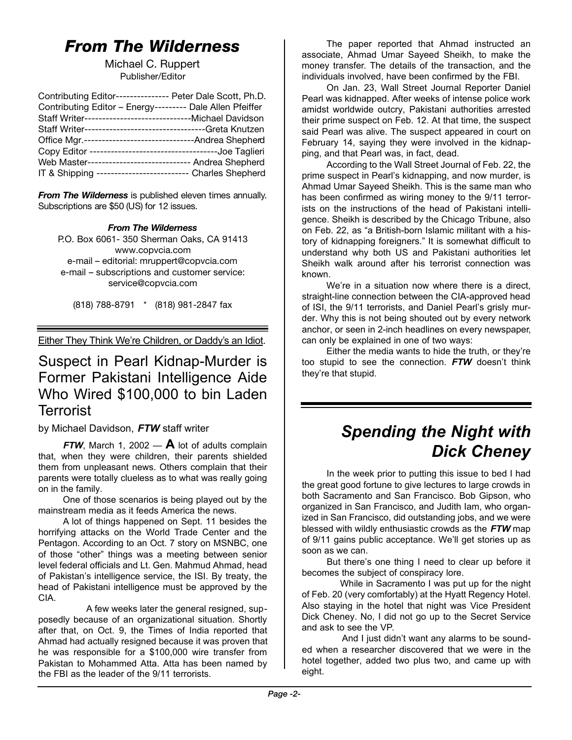# *From The Wilderness*

Michael C. Ruppert
Publisher/Editor

| | |
|---|---|
| Contributing Editor | Peter Dale Scott, Ph.D. |
| Contributing Editor – Energy | Dale Allen Pfeiffer |
| Staff Writer | Michael Davidson |
| Staff Writer | Greta Knutzen |
| Office Mgr. | Andrea Shepherd |
| Copy Editor | Joe Taglieri |
| Web Master | Andrea Shepherd |
| IT & Shipping | Charles Shepherd |

***From The Wilderness*** is published eleven times annually. Subscriptions are $50 (US) for 12 issues.

***From The Wilderness***
P.O. Box 6061- 350 Sherman Oaks, CA 91413
www.copvcia.com
e-mail – editorial: mruppert@copvcia.com
e-mail – subscriptions and customer service: service@copvcia.com

(818) 788-8791 * (818) 981-2847 fax

Either They Think We're Children, or Daddy's an Idiot.

## Suspect in Pearl Kidnap-Murder is Former Pakistani Intelligence Aide Who Wired $100,000 to bin Laden Terrorist

by Michael Davidson, ***FTW*** staff writer

***FTW***, March 1, 2002 — **A** lot of adults complain that, when they were children, their parents shielded them from unpleasant news. Others complain that their parents were totally clueless as to what was really going on in the family.

One of those scenarios is being played out by the mainstream media as it feeds America the news.

A lot of things happened on Sept. 11 besides the horrifying attacks on the World Trade Center and the Pentagon. According to an Oct. 7 story on MSNBC, one of those "other" things was a meeting between senior level federal officials and Lt. Gen. Mahmud Ahmad, head of Pakistan's intelligence service, the ISI. By treaty, the head of Pakistani intelligence must be approved by the CIA.

A few weeks later the general resigned, supposedly because of an organizational situation. Shortly after that, on Oct. 9, the Times of India reported that Ahmad had actually resigned because it was proven that he was responsible for a $100,000 wire transfer from Pakistan to Mohammed Atta. Atta has been named by the FBI as the leader of the 9/11 terrorists.

The paper reported that Ahmad instructed an associate, Ahmad Umar Sayeed Sheikh, to make the money transfer. The details of the transaction, and the individuals involved, have been confirmed by the FBI.

On Jan. 23, Wall Street Journal Reporter Daniel Pearl was kidnapped. After weeks of intense police work amidst worldwide outcry, Pakistani authorities arrested their prime suspect on Feb. 12. At that time, the suspect said Pearl was alive. The suspect appeared in court on February 14, saying they were involved in the kidnapping, and that Pearl was, in fact, dead.

According to the Wall Street Journal of Feb. 22, the prime suspect in Pearl's kidnapping, and now murder, is Ahmad Umar Sayeed Sheikh. This is the same man who has been confirmed as wiring money to the 9/11 terrorists on the instructions of the head of Pakistani intelligence. Sheikh is described by the Chicago Tribune, also on Feb. 22, as "a British-born Islamic militant with a history of kidnapping foreigners." It is somewhat difficult to understand why both US and Pakistani authorities let Sheikh walk around after his terrorist connection was known.

We're in a situation now where there is a direct, straight-line connection between the CIA-approved head of ISI, the 9/11 terrorists, and Daniel Pearl's grisly murder. Why this is not being shouted out by every network anchor, or seen in 2-inch headlines on every newspaper, can only be explained in one of two ways:

Either the media wants to hide the truth, or they're too stupid to see the connection. ***FTW*** doesn't think they're that stupid.

## *Spending the Night with Dick Cheney*

In the week prior to putting this issue to bed I had the great good fortune to give lectures to large crowds in both Sacramento and San Francisco. Bob Gipson, who organized in San Francisco, and Judith Iam, who organized in San Francisco, did outstanding jobs, and we were blessed with wildly enthusiastic crowds as the ***FTW*** map of 9/11 gains public acceptance. We'll get stories up as soon as we can.

But there's one thing I need to clear up before it becomes the subject of conspiracy lore.

While in Sacramento I was put up for the night of Feb. 20 (very comfortably) at the Hyatt Regency Hotel. Also staying in the hotel that night was Vice President Dick Cheney. No, I did not go up to the Secret Service and ask to see the VP.

And I just didn't want any alarms to be sounded when a researcher discovered that we were in the hotel together, added two plus two, and came up with eight.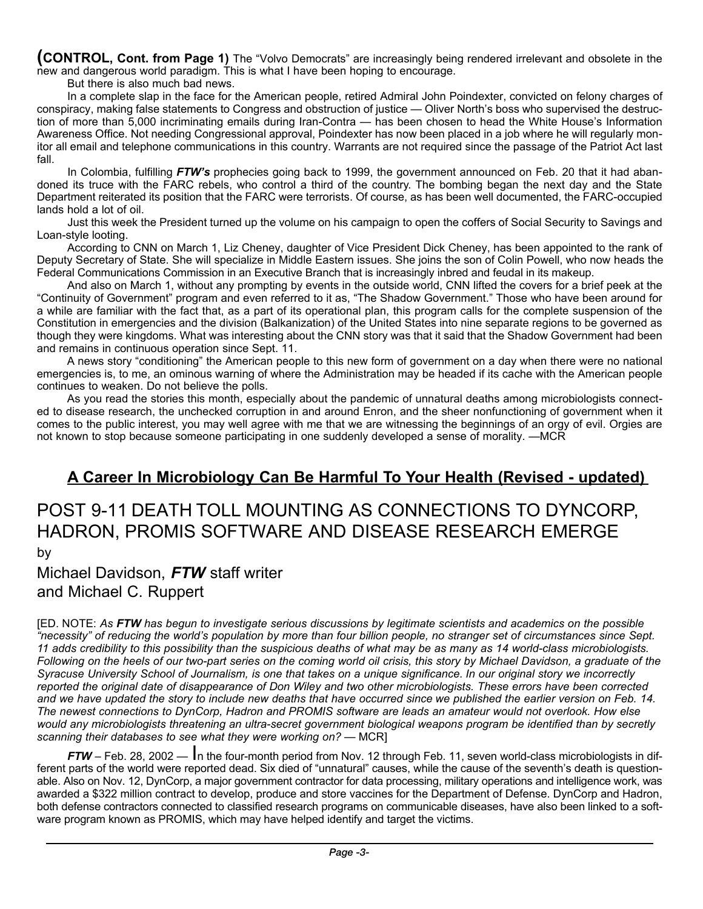**(CONTROL, Cont. from Page 1)** The "Volvo Democrats" are increasingly being rendered irrelevant and obsolete in the new and dangerous world paradigm. This is what I have been hoping to encourage.

But there is also much bad news.

In a complete slap in the face for the American people, retired Admiral John Poindexter, convicted on felony charges of conspiracy, making false statements to Congress and obstruction of justice — Oliver North's boss who supervised the destruction of more than 5,000 incriminating emails during Iran-Contra — has been chosen to head the White House's Information Awareness Office. Not needing Congressional approval, Poindexter has now been placed in a job where he will regularly monitor all email and telephone communications in this country. Warrants are not required since the passage of the Patriot Act last fall.

In Colombia, fulfilling ***FTW's*** prophecies going back to 1999, the government announced on Feb. 20 that it had abandoned its truce with the FARC rebels, who control a third of the country. The bombing began the next day and the State Department reiterated its position that the FARC were terrorists. Of course, as has been well documented, the FARC-occupied lands hold a lot of oil.

Just this week the President turned up the volume on his campaign to open the coffers of Social Security to Savings and Loan-style looting.

According to CNN on March 1, Liz Cheney, daughter of Vice President Dick Cheney, has been appointed to the rank of Deputy Secretary of State. She will specialize in Middle Eastern issues. She joins the son of Colin Powell, who now heads the Federal Communications Commission in an Executive Branch that is increasingly inbred and feudal in its makeup.

And also on March 1, without any prompting by events in the outside world, CNN lifted the covers for a brief peek at the "Continuity of Government" program and even referred to it as, "The Shadow Government." Those who have been around for a while are familiar with the fact that, as a part of its operational plan, this program calls for the complete suspension of the Constitution in emergencies and the division (Balkanization) of the United States into nine separate regions to be governed as though they were kingdoms. What was interesting about the CNN story was that it said that the Shadow Government had been and remains in continuous operation since Sept. 11.

A news story "conditioning" the American people to this new form of government on a day when there were no national emergencies is, to me, an ominous warning of where the Administration may be headed if its cache with the American people continues to weaken. Do not believe the polls.

As you read the stories this month, especially about the pandemic of unnatural deaths among microbiologists connected to disease research, the unchecked corruption in and around Enron, and the sheer nonfunctioning of government when it comes to the public interest, you may well agree with me that we are witnessing the beginnings of an orgy of evil. Orgies are not known to stop because someone participating in one suddenly developed a sense of morality. —MCR

## A Career In Microbiology Can Be Harmful To Your Health (Revised - updated)

# POST 9-11 DEATH TOLL MOUNTING AS CONNECTIONS TO DYNCORP, HADRON, PROMIS SOFTWARE AND DISEASE RESEARCH EMERGE

by

Michael Davidson, ***FTW*** staff writer
and Michael C. Ruppert

[ED. NOTE: *As **FTW** has begun to investigate serious discussions by legitimate scientists and academics on the possible "necessity" of reducing the world's population by more than four billion people, no stranger set of circumstances since Sept. 11 adds credibility to this possibility than the suspicious deaths of what may be as many as 14 world-class microbiologists. Following on the heels of our two-part series on the coming world oil crisis, this story by Michael Davidson, a graduate of the Syracuse University School of Journalism, is one that takes on a unique significance. In our original story we incorrectly reported the original date of disappearance of Don Wiley and two other microbiologists. These errors have been corrected and we have updated the story to include new deaths that have occurred since we published the earlier version on Feb. 14. The newest connections to DynCorp, Hadron and PROMIS software are leads an amateur would not overlook. How else would any microbiologists threatening an ultra-secret government biological weapons program be identified than by secretly scanning their databases to see what they were working on?* — MCR]

***FTW*** – Feb. 28, 2002 — In the four-month period from Nov. 12 through Feb. 11, seven world-class microbiologists in different parts of the world were reported dead. Six died of "unnatural" causes, while the cause of the seventh's death is questionable. Also on Nov. 12, DynCorp, a major government contractor for data processing, military operations and intelligence work, was awarded a $322 million contract to develop, produce and store vaccines for the Department of Defense. DynCorp and Hadron, both defense contractors connected to classified research programs on communicable diseases, have also been linked to a software program known as PROMIS, which may have helped identify and target the victims.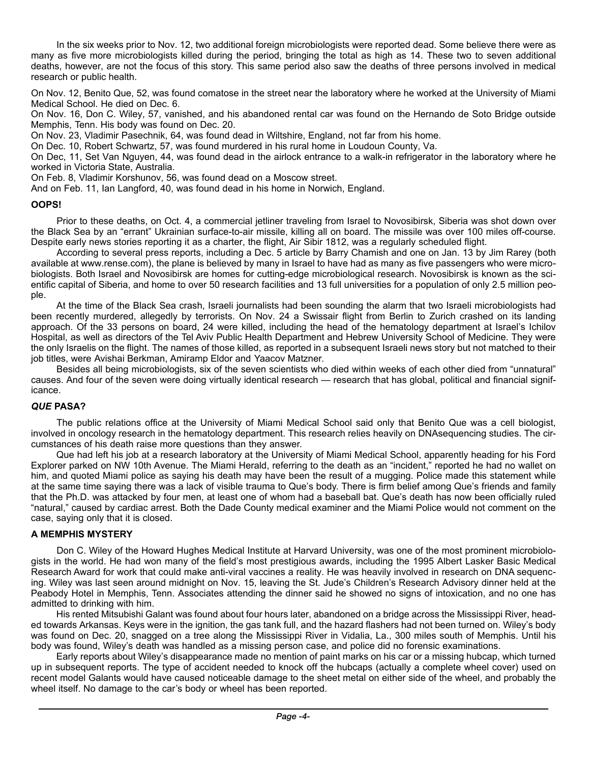In the six weeks prior to Nov. 12, two additional foreign microbiologists were reported dead. Some believe there were as many as five more microbiologists killed during the period, bringing the total as high as 14. These two to seven additional deaths, however, are not the focus of this story. This same period also saw the deaths of three persons involved in medical research or public health.

On Nov. 12, Benito Que, 52, was found comatose in the street near the laboratory where he worked at the University of Miami Medical School. He died on Dec. 6.

On Nov. 16, Don C. Wiley, 57, vanished, and his abandoned rental car was found on the Hernando de Soto Bridge outside Memphis, Tenn. His body was found on Dec. 20.

On Nov. 23, Vladimir Pasechnik, 64, was found dead in Wiltshire, England, not far from his home.

On Dec. 10, Robert Schwartz, 57, was found murdered in his rural home in Loudoun County, Va.

On Dec, 11, Set Van Nguyen, 44, was found dead in the airlock entrance to a walk-in refrigerator in the laboratory where he worked in Victoria State, Australia.

On Feb. 8, Vladimir Korshunov, 56, was found dead on a Moscow street.

And on Feb. 11, Ian Langford, 40, was found dead in his home in Norwich, England.

### OOPS!

Prior to these deaths, on Oct. 4, a commercial jetliner traveling from Israel to Novosibirsk, Siberia was shot down over the Black Sea by an "errant" Ukrainian surface-to-air missile, killing all on board. The missile was over 100 miles off-course. Despite early news stories reporting it as a charter, the flight, Air Sibir 1812, was a regularly scheduled flight.

According to several press reports, including a Dec. 5 article by Barry Chamish and one on Jan. 13 by Jim Rarey (both available at www.rense.com), the plane is believed by many in Israel to have had as many as five passengers who were microbiologists. Both Israel and Novosibirsk are homes for cutting-edge microbiological research. Novosibirsk is known as the scientific capital of Siberia, and home to over 50 research facilities and 13 full universities for a population of only 2.5 million people.

At the time of the Black Sea crash, Israeli journalists had been sounding the alarm that two Israeli microbiologists had been recently murdered, allegedly by terrorists. On Nov. 24 a Swissair flight from Berlin to Zurich crashed on its landing approach. Of the 33 persons on board, 24 were killed, including the head of the hematology department at Israel's Ichilov Hospital, as well as directors of the Tel Aviv Public Health Department and Hebrew University School of Medicine. They were the only Israelis on the flight. The names of those killed, as reported in a subsequent Israeli news story but not matched to their job titles, were Avishai Berkman, Amiramp Eldor and Yaacov Matzner.

Besides all being microbiologists, six of the seven scientists who died within weeks of each other died from "unnatural" causes. And four of the seven were doing virtually identical research — research that has global, political and financial significance.

### *QUE* PASA?

The public relations office at the University of Miami Medical School said only that Benito Que was a cell biologist, involved in oncology research in the hematology department. This research relies heavily on DNAsequencing studies. The circumstances of his death raise more questions than they answer.

Que had left his job at a research laboratory at the University of Miami Medical School, apparently heading for his Ford Explorer parked on NW 10th Avenue. The Miami Herald, referring to the death as an "incident," reported he had no wallet on him, and quoted Miami police as saying his death may have been the result of a mugging. Police made this statement while at the same time saying there was a lack of visible trauma to Que's body. There is firm belief among Que's friends and family that the Ph.D. was attacked by four men, at least one of whom had a baseball bat. Que's death has now been officially ruled "natural," caused by cardiac arrest. Both the Dade County medical examiner and the Miami Police would not comment on the case, saying only that it is closed.

### A MEMPHIS MYSTERY

Don C. Wiley of the Howard Hughes Medical Institute at Harvard University, was one of the most prominent microbiologists in the world. He had won many of the field's most prestigious awards, including the 1995 Albert Lasker Basic Medical Research Award for work that could make anti-viral vaccines a reality. He was heavily involved in research on DNA sequencing. Wiley was last seen around midnight on Nov. 15, leaving the St. Jude's Children's Research Advisory dinner held at the Peabody Hotel in Memphis, Tenn. Associates attending the dinner said he showed no signs of intoxication, and no one has admitted to drinking with him.

His rented Mitsubishi Galant was found about four hours later, abandoned on a bridge across the Mississippi River, headed towards Arkansas. Keys were in the ignition, the gas tank full, and the hazard flashers had not been turned on. Wiley's body was found on Dec. 20, snagged on a tree along the Mississippi River in Vidalia, La., 300 miles south of Memphis. Until his body was found, Wiley's death was handled as a missing person case, and police did no forensic examinations.

Early reports about Wiley's disappearance made no mention of paint marks on his car or a missing hubcap, which turned up in subsequent reports. The type of accident needed to knock off the hubcaps (actually a complete wheel cover) used on recent model Galants would have caused noticeable damage to the sheet metal on either side of the wheel, and probably the wheel itself. No damage to the car's body or wheel has been reported.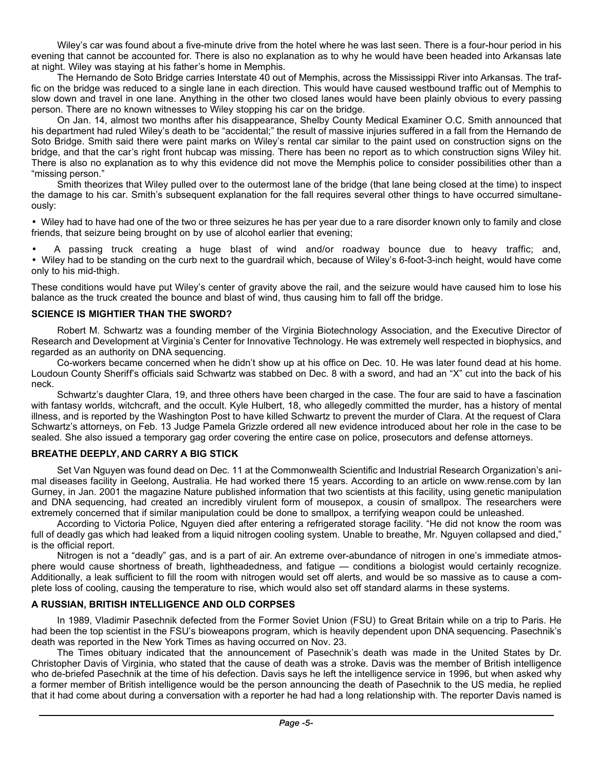Wiley's car was found about a five-minute drive from the hotel where he was last seen. There is a four-hour period in his evening that cannot be accounted for. There is also no explanation as to why he would have been headed into Arkansas late at night. Wiley was staying at his father's home in Memphis.

The Hernando de Soto Bridge carries Interstate 40 out of Memphis, across the Mississippi River into Arkansas. The traffic on the bridge was reduced to a single lane in each direction. This would have caused westbound traffic out of Memphis to slow down and travel in one lane. Anything in the other two closed lanes would have been plainly obvious to every passing person. There are no known witnesses to Wiley stopping his car on the bridge.

On Jan. 14, almost two months after his disappearance, Shelby County Medical Examiner O.C. Smith announced that his department had ruled Wiley's death to be "accidental;" the result of massive injuries suffered in a fall from the Hernando de Soto Bridge. Smith said there were paint marks on Wiley's rental car similar to the paint used on construction signs on the bridge, and that the car's right front hubcap was missing. There has been no report as to which construction signs Wiley hit. There is also no explanation as to why this evidence did not move the Memphis police to consider possibilities other than a "missing person."

Smith theorizes that Wiley pulled over to the outermost lane of the bridge (that lane being closed at the time) to inspect the damage to his car. Smith's subsequent explanation for the fall requires several other things to have occurred simultaneously:

- Wiley had to have had one of the two or three seizures he has per year due to a rare disorder known only to family and close friends, that seizure being brought on by use of alcohol earlier that evening;
- A passing truck creating a huge blast of wind and/or roadway bounce due to heavy traffic; and,
- Wiley had to be standing on the curb next to the guardrail which, because of Wiley's 6-foot-3-inch height, would have come only to his mid-thigh.

These conditions would have put Wiley's center of gravity above the rail, and the seizure would have caused him to lose his balance as the truck created the bounce and blast of wind, thus causing him to fall off the bridge.

## SCIENCE IS MIGHTIER THAN THE SWORD?

Robert M. Schwartz was a founding member of the Virginia Biotechnology Association, and the Executive Director of Research and Development at Virginia's Center for Innovative Technology. He was extremely well respected in biophysics, and regarded as an authority on DNA sequencing.

Co-workers became concerned when he didn't show up at his office on Dec. 10. He was later found dead at his home. Loudoun County Sheriff's officials said Schwartz was stabbed on Dec. 8 with a sword, and had an "X" cut into the back of his neck.

Schwartz's daughter Clara, 19, and three others have been charged in the case. The four are said to have a fascination with fantasy worlds, witchcraft, and the occult. Kyle Hulbert, 18, who allegedly committed the murder, has a history of mental illness, and is reported by the Washington Post to have killed Schwartz to prevent the murder of Clara. At the request of Clara Schwartz's attorneys, on Feb. 13 Judge Pamela Grizzle ordered all new evidence introduced about her role in the case to be sealed. She also issued a temporary gag order covering the entire case on police, prosecutors and defense attorneys.

## BREATHE DEEPLY, AND CARRY A BIG STICK

Set Van Nguyen was found dead on Dec. 11 at the Commonwealth Scientific and Industrial Research Organization's animal diseases facility in Geelong, Australia. He had worked there 15 years. According to an article on www.rense.com by Ian Gurney, in Jan. 2001 the magazine Nature published information that two scientists at this facility, using genetic manipulation and DNA sequencing, had created an incredibly virulent form of mousepox, a cousin of smallpox. The researchers were extremely concerned that if similar manipulation could be done to smallpox, a terrifying weapon could be unleashed.

According to Victoria Police, Nguyen died after entering a refrigerated storage facility. "He did not know the room was full of deadly gas which had leaked from a liquid nitrogen cooling system. Unable to breathe, Mr. Nguyen collapsed and died," is the official report.

Nitrogen is not a "deadly" gas, and is a part of air. An extreme over-abundance of nitrogen in one's immediate atmosphere would cause shortness of breath, lightheadedness, and fatigue — conditions a biologist would certainly recognize. Additionally, a leak sufficient to fill the room with nitrogen would set off alerts, and would be so massive as to cause a complete loss of cooling, causing the temperature to rise, which would also set off standard alarms in these systems.

## A RUSSIAN, BRITISH INTELLIGENCE AND OLD CORPSES

In 1989, Vladimir Pasechnik defected from the Former Soviet Union (FSU) to Great Britain while on a trip to Paris. He had been the top scientist in the FSU's bioweapons program, which is heavily dependent upon DNA sequencing. Pasechnik's death was reported in the New York Times as having occurred on Nov. 23.

The Times obituary indicated that the announcement of Pasechnik's death was made in the United States by Dr. Christopher Davis of Virginia, who stated that the cause of death was a stroke. Davis was the member of British intelligence who de-briefed Pasechnik at the time of his defection. Davis says he left the intelligence service in 1996, but when asked why a former member of British intelligence would be the person announcing the death of Pasechnik to the US media, he replied that it had come about during a conversation with a reporter he had had a long relationship with. The reporter Davis named is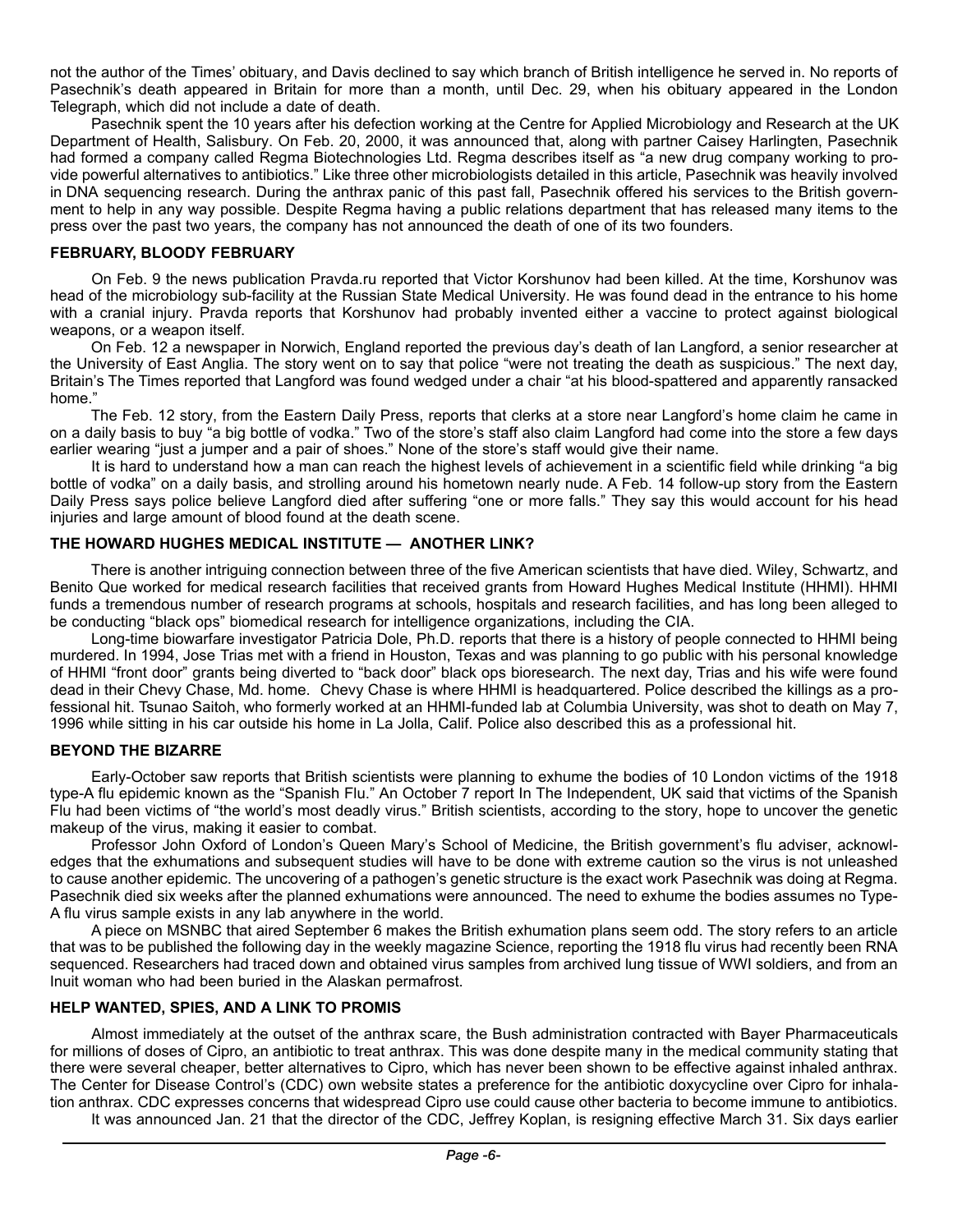not the author of the Times' obituary, and Davis declined to say which branch of British intelligence he served in. No reports of Pasechnik's death appeared in Britain for more than a month, until Dec. 29, when his obituary appeared in the London Telegraph, which did not include a date of death.

Pasechnik spent the 10 years after his defection working at the Centre for Applied Microbiology and Research at the UK Department of Health, Salisbury. On Feb. 20, 2000, it was announced that, along with partner Caisey Harlingten, Pasechnik had formed a company called Regma Biotechnologies Ltd. Regma describes itself as "a new drug company working to provide powerful alternatives to antibiotics." Like three other microbiologists detailed in this article, Pasechnik was heavily involved in DNA sequencing research. During the anthrax panic of this past fall, Pasechnik offered his services to the British government to help in any way possible. Despite Regma having a public relations department that has released many items to the press over the past two years, the company has not announced the death of one of its two founders.

## FEBRUARY, BLOODY FEBRUARY

On Feb. 9 the news publication Pravda.ru reported that Victor Korshunov had been killed. At the time, Korshunov was head of the microbiology sub-facility at the Russian State Medical University. He was found dead in the entrance to his home with a cranial injury. Pravda reports that Korshunov had probably invented either a vaccine to protect against biological weapons, or a weapon itself.

On Feb. 12 a newspaper in Norwich, England reported the previous day's death of Ian Langford, a senior researcher at the University of East Anglia. The story went on to say that police "were not treating the death as suspicious." The next day, Britain's The Times reported that Langford was found wedged under a chair "at his blood-spattered and apparently ransacked home."

The Feb. 12 story, from the Eastern Daily Press, reports that clerks at a store near Langford's home claim he came in on a daily basis to buy "a big bottle of vodka." Two of the store's staff also claim Langford had come into the store a few days earlier wearing "just a jumper and a pair of shoes." None of the store's staff would give their name.

It is hard to understand how a man can reach the highest levels of achievement in a scientific field while drinking "a big bottle of vodka" on a daily basis, and strolling around his hometown nearly nude. A Feb. 14 follow-up story from the Eastern Daily Press says police believe Langford died after suffering "one or more falls." They say this would account for his head injuries and large amount of blood found at the death scene.

## THE HOWARD HUGHES MEDICAL INSTITUTE — ANOTHER LINK?

There is another intriguing connection between three of the five American scientists that have died. Wiley, Schwartz, and Benito Que worked for medical research facilities that received grants from Howard Hughes Medical Institute (HHMI). HHMI funds a tremendous number of research programs at schools, hospitals and research facilities, and has long been alleged to be conducting "black ops" biomedical research for intelligence organizations, including the CIA.

Long-time biowarfare investigator Patricia Dole, Ph.D. reports that there is a history of people connected to HHMI being murdered. In 1994, Jose Trias met with a friend in Houston, Texas and was planning to go public with his personal knowledge of HHMI "front door" grants being diverted to "back door" black ops bioresearch. The next day, Trias and his wife were found dead in their Chevy Chase, Md. home. Chevy Chase is where HHMI is headquartered. Police described the killings as a professional hit. Tsunao Saitoh, who formerly worked at an HHMI-funded lab at Columbia University, was shot to death on May 7, 1996 while sitting in his car outside his home in La Jolla, Calif. Police also described this as a professional hit.

## BEYOND THE BIZARRE

Early-October saw reports that British scientists were planning to exhume the bodies of 10 London victims of the 1918 type-A flu epidemic known as the "Spanish Flu." An October 7 report In The Independent, UK said that victims of the Spanish Flu had been victims of "the world's most deadly virus." British scientists, according to the story, hope to uncover the genetic makeup of the virus, making it easier to combat.

Professor John Oxford of London's Queen Mary's School of Medicine, the British government's flu adviser, acknowledges that the exhumations and subsequent studies will have to be done with extreme caution so the virus is not unleashed to cause another epidemic. The uncovering of a pathogen's genetic structure is the exact work Pasechnik was doing at Regma. Pasechnik died six weeks after the planned exhumations were announced. The need to exhume the bodies assumes no Type-A flu virus sample exists in any lab anywhere in the world.

A piece on MSNBC that aired September 6 makes the British exhumation plans seem odd. The story refers to an article that was to be published the following day in the weekly magazine Science, reporting the 1918 flu virus had recently been RNA sequenced. Researchers had traced down and obtained virus samples from archived lung tissue of WWI soldiers, and from an Inuit woman who had been buried in the Alaskan permafrost.

## HELP WANTED, SPIES, AND A LINK TO PROMIS

Almost immediately at the outset of the anthrax scare, the Bush administration contracted with Bayer Pharmaceuticals for millions of doses of Cipro, an antibiotic to treat anthrax. This was done despite many in the medical community stating that there were several cheaper, better alternatives to Cipro, which has never been shown to be effective against inhaled anthrax. The Center for Disease Control's (CDC) own website states a preference for the antibiotic doxycycline over Cipro for inhalation anthrax. CDC expresses concerns that widespread Cipro use could cause other bacteria to become immune to antibiotics.

It was announced Jan. 21 that the director of the CDC, Jeffrey Koplan, is resigning effective March 31. Six days earlier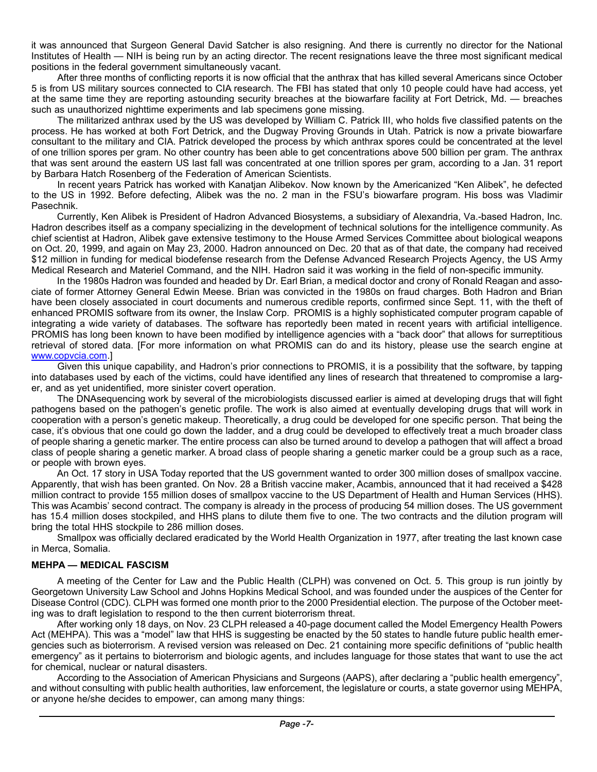it was announced that Surgeon General David Satcher is also resigning. And there is currently no director for the National Institutes of Health — NIH is being run by an acting director. The recent resignations leave the three most significant medical positions in the federal government simultaneously vacant.

After three months of conflicting reports it is now official that the anthrax that has killed several Americans since October 5 is from US military sources connected to CIA research. The FBI has stated that only 10 people could have had access, yet at the same time they are reporting astounding security breaches at the biowarfare facility at Fort Detrick, Md. — breaches such as unauthorized nighttime experiments and lab specimens gone missing.

The militarized anthrax used by the US was developed by William C. Patrick III, who holds five classified patents on the process. He has worked at both Fort Detrick, and the Dugway Proving Grounds in Utah. Patrick is now a private biowarfare consultant to the military and CIA. Patrick developed the process by which anthrax spores could be concentrated at the level of one trillion spores per gram. No other country has been able to get concentrations above 500 billion per gram. The anthrax that was sent around the eastern US last fall was concentrated at one trillion spores per gram, according to a Jan. 31 report by Barbara Hatch Rosenberg of the Federation of American Scientists.

In recent years Patrick has worked with Kanatjan Alibekov. Now known by the Americanized "Ken Alibek", he defected to the US in 1992. Before defecting, Alibek was the no. 2 man in the FSU's biowarfare program. His boss was Vladimir Pasechnik.

Currently, Ken Alibek is President of Hadron Advanced Biosystems, a subsidiary of Alexandria, Va.-based Hadron, Inc. Hadron describes itself as a company specializing in the development of technical solutions for the intelligence community. As chief scientist at Hadron, Alibek gave extensive testimony to the House Armed Services Committee about biological weapons on Oct. 20, 1999, and again on May 23, 2000. Hadron announced on Dec. 20 that as of that date, the company had received $12 million in funding for medical biodefense research from the Defense Advanced Research Projects Agency, the US Army Medical Research and Materiel Command, and the NIH. Hadron said it was working in the field of non-specific immunity.

In the 1980s Hadron was founded and headed by Dr. Earl Brian, a medical doctor and crony of Ronald Reagan and associate of former Attorney General Edwin Meese. Brian was convicted in the 1980s on fraud charges. Both Hadron and Brian have been closely associated in court documents and numerous credible reports, confirmed since Sept. 11, with the theft of enhanced PROMIS software from its owner, the Inslaw Corp. PROMIS is a highly sophisticated computer program capable of integrating a wide variety of databases. The software has reportedly been mated in recent years with artificial intelligence. PROMIS has long been known to have been modified by intelligence agencies with a "back door" that allows for surreptitious retrieval of stored data. [For more information on what PROMIS can do and its history, please use the search engine at www.copvcia.com.]

Given this unique capability, and Hadron's prior connections to PROMIS, it is a possibility that the software, by tapping into databases used by each of the victims, could have identified any lines of research that threatened to compromise a larger, and as yet unidentified, more sinister covert operation.

The DNAsequencing work by several of the microbiologists discussed earlier is aimed at developing drugs that will fight pathogens based on the pathogen's genetic profile. The work is also aimed at eventually developing drugs that will work in cooperation with a person's genetic makeup. Theoretically, a drug could be developed for one specific person. That being the case, it's obvious that one could go down the ladder, and a drug could be developed to effectively treat a much broader class of people sharing a genetic marker. The entire process can also be turned around to develop a pathogen that will affect a broad class of people sharing a genetic marker. A broad class of people sharing a genetic marker could be a group such as a race, or people with brown eyes.

An Oct. 17 story in USA Today reported that the US government wanted to order 300 million doses of smallpox vaccine. Apparently, that wish has been granted. On Nov. 28 a British vaccine maker, Acambis, announced that it had received a $428 million contract to provide 155 million doses of smallpox vaccine to the US Department of Health and Human Services (HHS). This was Acambis' second contract. The company is already in the process of producing 54 million doses. The US government has 15.4 million doses stockpiled, and HHS plans to dilute them five to one. The two contracts and the dilution program will bring the total HHS stockpile to 286 million doses.

Smallpox was officially declared eradicated by the World Health Organization in 1977, after treating the last known case in Merca, Somalia.

### MEHPA — MEDICAL FASCISM

A meeting of the Center for Law and the Public Health (CLPH) was convened on Oct. 5. This group is run jointly by Georgetown University Law School and Johns Hopkins Medical School, and was founded under the auspices of the Center for Disease Control (CDC). CLPH was formed one month prior to the 2000 Presidential election. The purpose of the October meeting was to draft legislation to respond to the then current bioterrorism threat.

After working only 18 days, on Nov. 23 CLPH released a 40-page document called the Model Emergency Health Powers Act (MEHPA). This was a "model" law that HHS is suggesting be enacted by the 50 states to handle future public health emergencies such as bioterrorism. A revised version was released on Dec. 21 containing more specific definitions of "public health emergency" as it pertains to bioterrorism and biologic agents, and includes language for those states that want to use the act for chemical, nuclear or natural disasters.

According to the Association of American Physicians and Surgeons (AAPS), after declaring a "public health emergency", and without consulting with public health authorities, law enforcement, the legislature or courts, a state governor using MEHPA, or anyone he/she decides to empower, can among many things: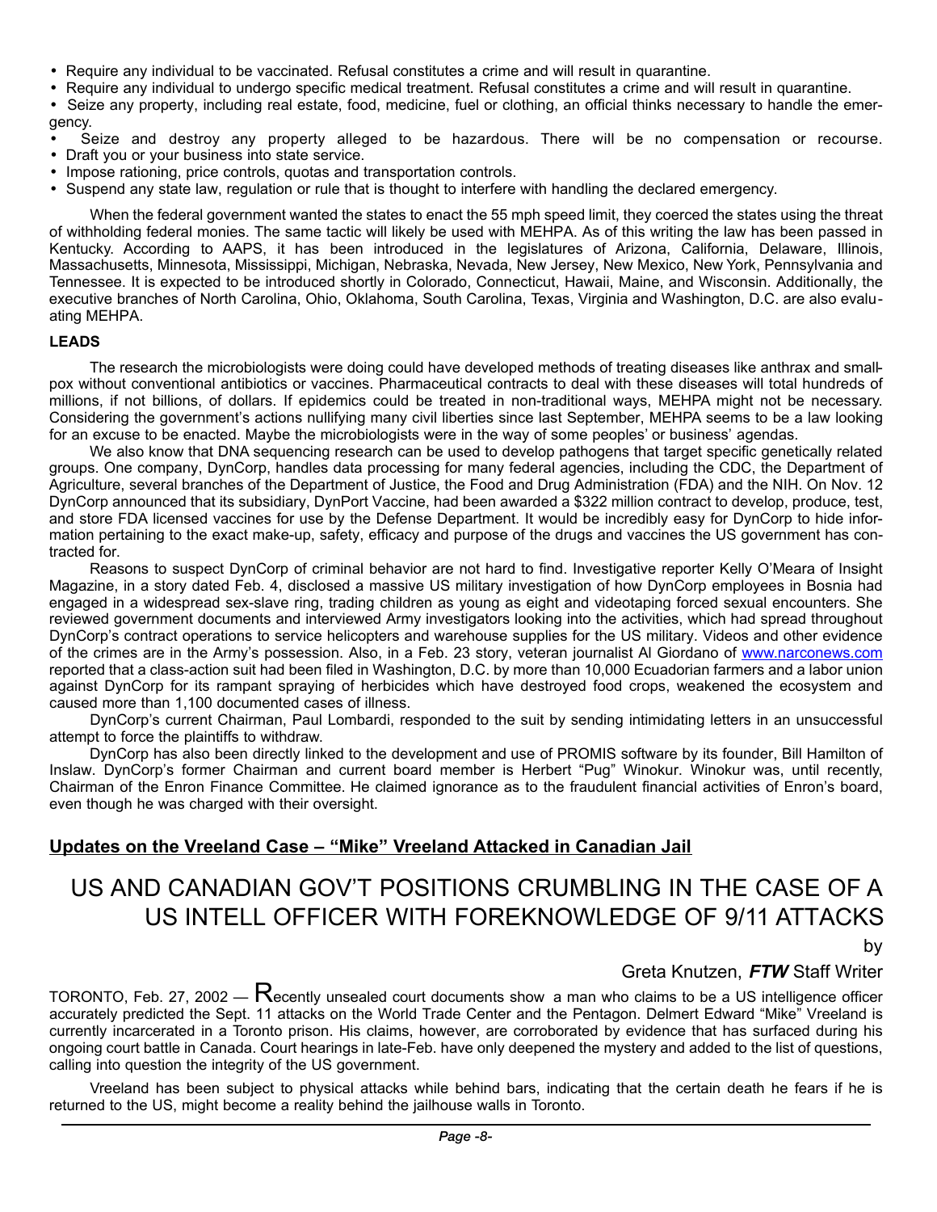- Require any individual to be vaccinated. Refusal constitutes a crime and will result in quarantine.
- Require any individual to undergo specific medical treatment. Refusal constitutes a crime and will result in quarantine.
- Seize any property, including real estate, food, medicine, fuel or clothing, an official thinks necessary to handle the emergency.
- Seize and destroy any property alleged to be hazardous. There will be no compensation or recourse.
- Draft you or your business into state service.
- Impose rationing, price controls, quotas and transportation controls.
- Suspend any state law, regulation or rule that is thought to interfere with handling the declared emergency.

When the federal government wanted the states to enact the 55 mph speed limit, they coerced the states using the threat of withholding federal monies. The same tactic will likely be used with MEHPA. As of this writing the law has been passed in Kentucky. According to AAPS, it has been introduced in the legislatures of Arizona, California, Delaware, Illinois, Massachusetts, Minnesota, Mississippi, Michigan, Nebraska, Nevada, New Jersey, New Mexico, New York, Pennsylvania and Tennessee. It is expected to be introduced shortly in Colorado, Connecticut, Hawaii, Maine, and Wisconsin. Additionally, the executive branches of North Carolina, Ohio, Oklahoma, South Carolina, Texas, Virginia and Washington, D.C. are also evaluating MEHPA.

**LEADS**

The research the microbiologists were doing could have developed methods of treating diseases like anthrax and smallpox without conventional antibiotics or vaccines. Pharmaceutical contracts to deal with these diseases will total hundreds of millions, if not billions, of dollars. If epidemics could be treated in non-traditional ways, MEHPA might not be necessary. Considering the government's actions nullifying many civil liberties since last September, MEHPA seems to be a law looking for an excuse to be enacted. Maybe the microbiologists were in the way of some peoples' or business' agendas.

We also know that DNA sequencing research can be used to develop pathogens that target specific genetically related groups. One company, DynCorp, handles data processing for many federal agencies, including the CDC, the Department of Agriculture, several branches of the Department of Justice, the Food and Drug Administration (FDA) and the NIH. On Nov. 12 DynCorp announced that its subsidiary, DynPort Vaccine, had been awarded a $322 million contract to develop, produce, test, and store FDA licensed vaccines for use by the Defense Department. It would be incredibly easy for DynCorp to hide information pertaining to the exact make-up, safety, efficacy and purpose of the drugs and vaccines the US government has contracted for.

Reasons to suspect DynCorp of criminal behavior are not hard to find. Investigative reporter Kelly O'Meara of Insight Magazine, in a story dated Feb. 4, disclosed a massive US military investigation of how DynCorp employees in Bosnia had engaged in a widespread sex-slave ring, trading children as young as eight and videotaping forced sexual encounters. She reviewed government documents and interviewed Army investigators looking into the activities, which had spread throughout DynCorp's contract operations to service helicopters and warehouse supplies for the US military. Videos and other evidence of the crimes are in the Army's possession. Also, in a Feb. 23 story, veteran journalist Al Giordano of www.narconews.com reported that a class-action suit had been filed in Washington, D.C. by more than 10,000 Ecuadorian farmers and a labor union against DynCorp for its rampant spraying of herbicides which have destroyed food crops, weakened the ecosystem and caused more than 1,100 documented cases of illness.

DynCorp's current Chairman, Paul Lombardi, responded to the suit by sending intimidating letters in an unsuccessful attempt to force the plaintiffs to withdraw.

DynCorp has also been directly linked to the development and use of PROMIS software by its founder, Bill Hamilton of Inslaw. DynCorp's former Chairman and current board member is Herbert "Pug" Winokur. Winokur was, until recently, Chairman of the Enron Finance Committee. He claimed ignorance as to the fraudulent financial activities of Enron's board, even though he was charged with their oversight.

## Updates on the Vreeland Case – "Mike" Vreeland Attacked in Canadian Jail

# US AND CANADIAN GOV'T POSITIONS CRUMBLING IN THE CASE OF A US INTELL OFFICER WITH FOREKNOWLEDGE OF 9/11 ATTACKS

by

Greta Knutzen, ***FTW*** Staff Writer

TORONTO, Feb. 27, 2002 — Recently unsealed court documents show a man who claims to be a US intelligence officer accurately predicted the Sept. 11 attacks on the World Trade Center and the Pentagon. Delmert Edward "Mike" Vreeland is currently incarcerated in a Toronto prison. His claims, however, are corroborated by evidence that has surfaced during his ongoing court battle in Canada. Court hearings in late-Feb. have only deepened the mystery and added to the list of questions, calling into question the integrity of the US government.

Vreeland has been subject to physical attacks while behind bars, indicating that the certain death he fears if he is returned to the US, might become a reality behind the jailhouse walls in Toronto.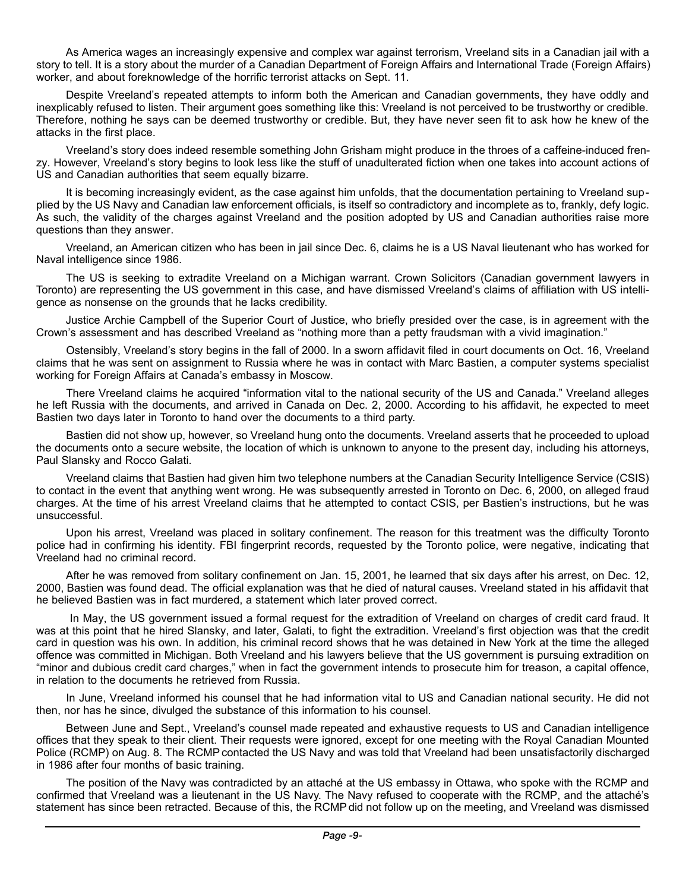As America wages an increasingly expensive and complex war against terrorism, Vreeland sits in a Canadian jail with a story to tell. It is a story about the murder of a Canadian Department of Foreign Affairs and International Trade (Foreign Affairs) worker, and about foreknowledge of the horrific terrorist attacks on Sept. 11.

Despite Vreeland's repeated attempts to inform both the American and Canadian governments, they have oddly and inexplicably refused to listen. Their argument goes something like this: Vreeland is not perceived to be trustworthy or credible. Therefore, nothing he says can be deemed trustworthy or credible. But, they have never seen fit to ask how he knew of the attacks in the first place.

Vreeland's story does indeed resemble something John Grisham might produce in the throes of a caffeine-induced frenzy. However, Vreeland's story begins to look less like the stuff of unadulterated fiction when one takes into account actions of US and Canadian authorities that seem equally bizarre.

It is becoming increasingly evident, as the case against him unfolds, that the documentation pertaining to Vreeland supplied by the US Navy and Canadian law enforcement officials, is itself so contradictory and incomplete as to, frankly, defy logic. As such, the validity of the charges against Vreeland and the position adopted by US and Canadian authorities raise more questions than they answer.

Vreeland, an American citizen who has been in jail since Dec. 6, claims he is a US Naval lieutenant who has worked for Naval intelligence since 1986.

The US is seeking to extradite Vreeland on a Michigan warrant. Crown Solicitors (Canadian government lawyers in Toronto) are representing the US government in this case, and have dismissed Vreeland's claims of affiliation with US intelligence as nonsense on the grounds that he lacks credibility.

Justice Archie Campbell of the Superior Court of Justice, who briefly presided over the case, is in agreement with the Crown's assessment and has described Vreeland as "nothing more than a petty fraudsman with a vivid imagination."

Ostensibly, Vreeland's story begins in the fall of 2000. In a sworn affidavit filed in court documents on Oct. 16, Vreeland claims that he was sent on assignment to Russia where he was in contact with Marc Bastien, a computer systems specialist working for Foreign Affairs at Canada's embassy in Moscow.

There Vreeland claims he acquired "information vital to the national security of the US and Canada." Vreeland alleges he left Russia with the documents, and arrived in Canada on Dec. 2, 2000. According to his affidavit, he expected to meet Bastien two days later in Toronto to hand over the documents to a third party.

Bastien did not show up, however, so Vreeland hung onto the documents. Vreeland asserts that he proceeded to upload the documents onto a secure website, the location of which is unknown to anyone to the present day, including his attorneys, Paul Slansky and Rocco Galati.

Vreeland claims that Bastien had given him two telephone numbers at the Canadian Security Intelligence Service (CSIS) to contact in the event that anything went wrong. He was subsequently arrested in Toronto on Dec. 6, 2000, on alleged fraud charges. At the time of his arrest Vreeland claims that he attempted to contact CSIS, per Bastien's instructions, but he was unsuccessful.

Upon his arrest, Vreeland was placed in solitary confinement. The reason for this treatment was the difficulty Toronto police had in confirming his identity. FBI fingerprint records, requested by the Toronto police, were negative, indicating that Vreeland had no criminal record.

After he was removed from solitary confinement on Jan. 15, 2001, he learned that six days after his arrest, on Dec. 12, 2000, Bastien was found dead. The official explanation was that he died of natural causes. Vreeland stated in his affidavit that he believed Bastien was in fact murdered, a statement which later proved correct.

In May, the US government issued a formal request for the extradition of Vreeland on charges of credit card fraud. It was at this point that he hired Slansky, and later, Galati, to fight the extradition. Vreeland's first objection was that the credit card in question was his own. In addition, his criminal record shows that he was detained in New York at the time the alleged offence was committed in Michigan. Both Vreeland and his lawyers believe that the US government is pursuing extradition on "minor and dubious credit card charges," when in fact the government intends to prosecute him for treason, a capital offence, in relation to the documents he retrieved from Russia.

In June, Vreeland informed his counsel that he had information vital to US and Canadian national security. He did not then, nor has he since, divulged the substance of this information to his counsel.

Between June and Sept., Vreeland's counsel made repeated and exhaustive requests to US and Canadian intelligence offices that they speak to their client. Their requests were ignored, except for one meeting with the Royal Canadian Mounted Police (RCMP) on Aug. 8. The RCMP contacted the US Navy and was told that Vreeland had been unsatisfactorily discharged in 1986 after four months of basic training.

The position of the Navy was contradicted by an attaché at the US embassy in Ottawa, who spoke with the RCMP and confirmed that Vreeland was a lieutenant in the US Navy. The Navy refused to cooperate with the RCMP, and the attaché's statement has since been retracted. Because of this, the RCMP did not follow up on the meeting, and Vreeland was dismissed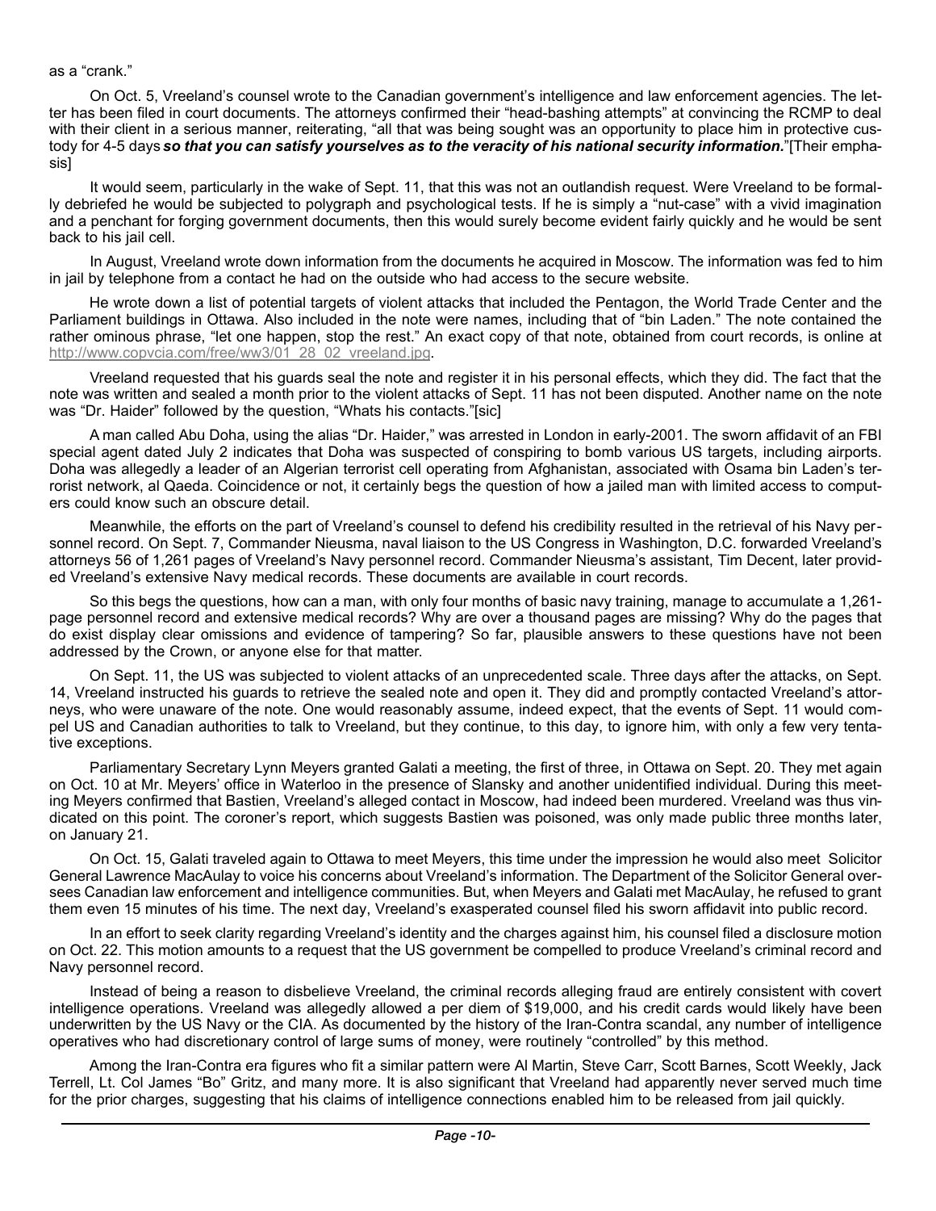as a “crank.”

On Oct. 5, Vreeland’s counsel wrote to the Canadian government’s intelligence and law enforcement agencies. The letter has been filed in court documents. The attorneys confirmed their “head-bashing attempts” at convincing the RCMP to deal with their client in a serious manner, reiterating, “all that was being sought was an opportunity to place him in protective custody for 4-5 days ***so that you can satisfy yourselves as to the veracity of his national security information.***”[Their emphasis]

It would seem, particularly in the wake of Sept. 11, that this was not an outlandish request. Were Vreeland to be formally debriefed he would be subjected to polygraph and psychological tests. If he is simply a “nut-case” with a vivid imagination and a penchant for forging government documents, then this would surely become evident fairly quickly and he would be sent back to his jail cell.

In August, Vreeland wrote down information from the documents he acquired in Moscow. The information was fed to him in jail by telephone from a contact he had on the outside who had access to the secure website.

He wrote down a list of potential targets of violent attacks that included the Pentagon, the World Trade Center and the Parliament buildings in Ottawa. Also included in the note were names, including that of “bin Laden.” The note contained the rather ominous phrase, “let one happen, stop the rest.” An exact copy of that note, obtained from court records, is online at http://www.copvcia.com/free/ww3/01_28_02_vreeland.jpg.

Vreeland requested that his guards seal the note and register it in his personal effects, which they did. The fact that the note was written and sealed a month prior to the violent attacks of Sept. 11 has not been disputed. Another name on the note was “Dr. Haider” followed by the question, “Whats his contacts.”[sic]

A man called Abu Doha, using the alias “Dr. Haider,” was arrested in London in early-2001. The sworn affidavit of an FBI special agent dated July 2 indicates that Doha was suspected of conspiring to bomb various US targets, including airports. Doha was allegedly a leader of an Algerian terrorist cell operating from Afghanistan, associated with Osama bin Laden’s terrorist network, al Qaeda. Coincidence or not, it certainly begs the question of how a jailed man with limited access to computers could know such an obscure detail.

Meanwhile, the efforts on the part of Vreeland’s counsel to defend his credibility resulted in the retrieval of his Navy personnel record. On Sept. 7, Commander Nieusma, naval liaison to the US Congress in Washington, D.C. forwarded Vreeland’s attorneys 56 of 1,261 pages of Vreeland’s Navy personnel record. Commander Nieusma’s assistant, Tim Decent, later provided Vreeland’s extensive Navy medical records. These documents are available in court records.

So this begs the questions, how can a man, with only four months of basic navy training, manage to accumulate a 1,261-page personnel record and extensive medical records? Why are over a thousand pages are missing? Why do the pages that do exist display clear omissions and evidence of tampering? So far, plausible answers to these questions have not been addressed by the Crown, or anyone else for that matter.

On Sept. 11, the US was subjected to violent attacks of an unprecedented scale. Three days after the attacks, on Sept. 14, Vreeland instructed his guards to retrieve the sealed note and open it. They did and promptly contacted Vreeland’s attorneys, who were unaware of the note. One would reasonably assume, indeed expect, that the events of Sept. 11 would compel US and Canadian authorities to talk to Vreeland, but they continue, to this day, to ignore him, with only a few very tentative exceptions.

Parliamentary Secretary Lynn Meyers granted Galati a meeting, the first of three, in Ottawa on Sept. 20. They met again on Oct. 10 at Mr. Meyers’ office in Waterloo in the presence of Slansky and another unidentified individual. During this meeting Meyers confirmed that Bastien, Vreeland’s alleged contact in Moscow, had indeed been murdered. Vreeland was thus vindicated on this point. The coroner’s report, which suggests Bastien was poisoned, was only made public three months later, on January 21.

On Oct. 15, Galati traveled again to Ottawa to meet Meyers, this time under the impression he would also meet Solicitor General Lawrence MacAulay to voice his concerns about Vreeland’s information. The Department of the Solicitor General oversees Canadian law enforcement and intelligence communities. But, when Meyers and Galati met MacAulay, he refused to grant them even 15 minutes of his time. The next day, Vreeland’s exasperated counsel filed his sworn affidavit into public record.

In an effort to seek clarity regarding Vreeland’s identity and the charges against him, his counsel filed a disclosure motion on Oct. 22. This motion amounts to a request that the US government be compelled to produce Vreeland’s criminal record and Navy personnel record.

Instead of being a reason to disbelieve Vreeland, the criminal records alleging fraud are entirely consistent with covert intelligence operations. Vreeland was allegedly allowed a per diem of $19,000, and his credit cards would likely have been underwritten by the US Navy or the CIA. As documented by the history of the Iran-Contra scandal, any number of intelligence operatives who had discretionary control of large sums of money, were routinely “controlled” by this method.

Among the Iran-Contra era figures who fit a similar pattern were Al Martin, Steve Carr, Scott Barnes, Scott Weekly, Jack Terrell, Lt. Col James “Bo” Gritz, and many more. It is also significant that Vreeland had apparently never served much time for the prior charges, suggesting that his claims of intelligence connections enabled him to be released from jail quickly.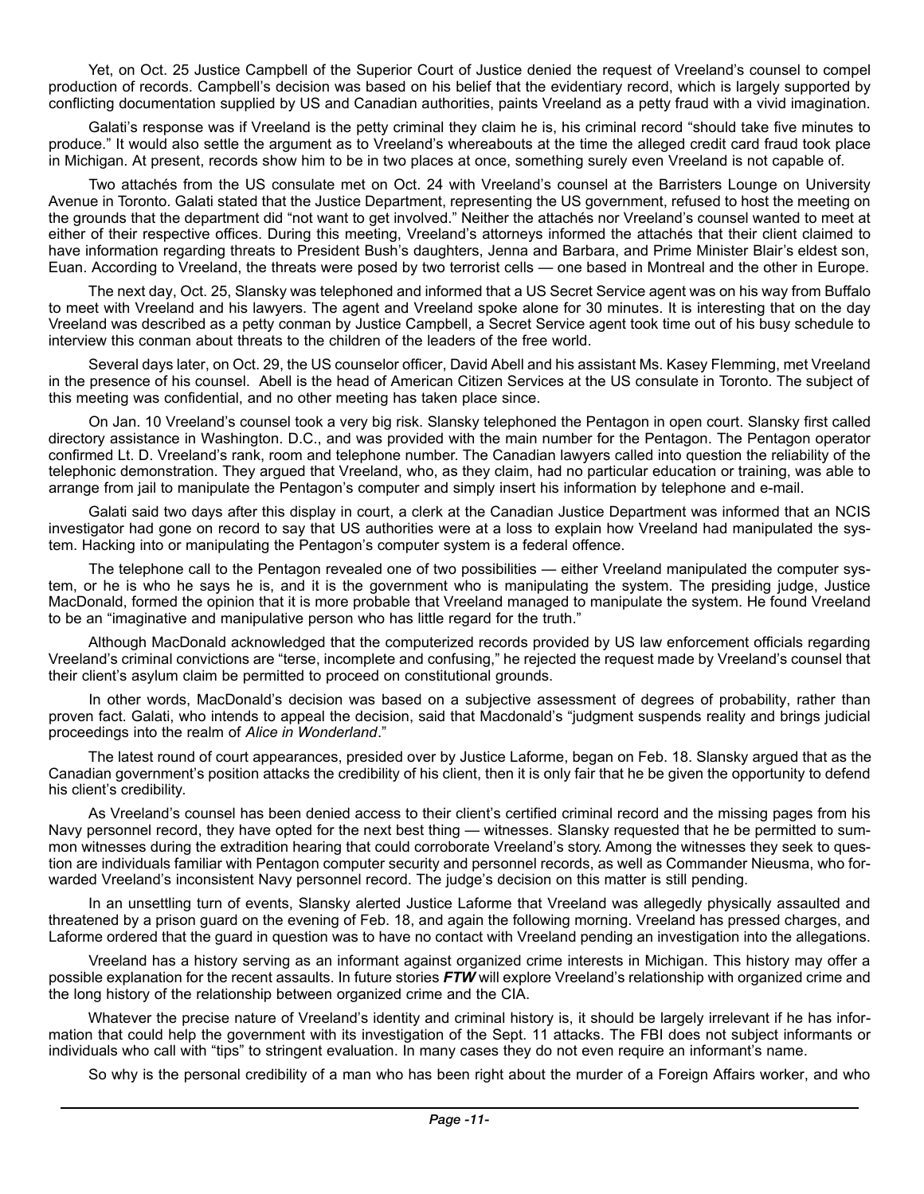Yet, on Oct. 25 Justice Campbell of the Superior Court of Justice denied the request of Vreeland's counsel to compel production of records. Campbell's decision was based on his belief that the evidentiary record, which is largely supported by conflicting documentation supplied by US and Canadian authorities, paints Vreeland as a petty fraud with a vivid imagination.

Galati's response was if Vreeland is the petty criminal they claim he is, his criminal record "should take five minutes to produce." It would also settle the argument as to Vreeland's whereabouts at the time the alleged credit card fraud took place in Michigan. At present, records show him to be in two places at once, something surely even Vreeland is not capable of.

Two attachés from the US consulate met on Oct. 24 with Vreeland's counsel at the Barristers Lounge on University Avenue in Toronto. Galati stated that the Justice Department, representing the US government, refused to host the meeting on the grounds that the department did "not want to get involved." Neither the attachés nor Vreeland's counsel wanted to meet at either of their respective offices. During this meeting, Vreeland's attorneys informed the attachés that their client claimed to have information regarding threats to President Bush's daughters, Jenna and Barbara, and Prime Minister Blair's eldest son, Euan. According to Vreeland, the threats were posed by two terrorist cells — one based in Montreal and the other in Europe.

The next day, Oct. 25, Slansky was telephoned and informed that a US Secret Service agent was on his way from Buffalo to meet with Vreeland and his lawyers. The agent and Vreeland spoke alone for 30 minutes. It is interesting that on the day Vreeland was described as a petty conman by Justice Campbell, a Secret Service agent took time out of his busy schedule to interview this conman about threats to the children of the leaders of the free world.

Several days later, on Oct. 29, the US counselor officer, David Abell and his assistant Ms. Kasey Flemming, met Vreeland in the presence of his counsel. Abell is the head of American Citizen Services at the US consulate in Toronto. The subject of this meeting was confidential, and no other meeting has taken place since.

On Jan. 10 Vreeland's counsel took a very big risk. Slansky telephoned the Pentagon in open court. Slansky first called directory assistance in Washington. D.C., and was provided with the main number for the Pentagon. The Pentagon operator confirmed Lt. D. Vreeland's rank, room and telephone number. The Canadian lawyers called into question the reliability of the telephonic demonstration. They argued that Vreeland, who, as they claim, had no particular education or training, was able to arrange from jail to manipulate the Pentagon's computer and simply insert his information by telephone and e-mail.

Galati said two days after this display in court, a clerk at the Canadian Justice Department was informed that an NCIS investigator had gone on record to say that US authorities were at a loss to explain how Vreeland had manipulated the system. Hacking into or manipulating the Pentagon's computer system is a federal offence.

The telephone call to the Pentagon revealed one of two possibilities — either Vreeland manipulated the computer system, or he is who he says he is, and it is the government who is manipulating the system. The presiding judge, Justice MacDonald, formed the opinion that it is more probable that Vreeland managed to manipulate the system. He found Vreeland to be an "imaginative and manipulative person who has little regard for the truth."

Although MacDonald acknowledged that the computerized records provided by US law enforcement officials regarding Vreeland's criminal convictions are "terse, incomplete and confusing," he rejected the request made by Vreeland's counsel that their client's asylum claim be permitted to proceed on constitutional grounds.

In other words, MacDonald's decision was based on a subjective assessment of degrees of probability, rather than proven fact. Galati, who intends to appeal the decision, said that Macdonald's "judgment suspends reality and brings judicial proceedings into the realm of *Alice in Wonderland*."

The latest round of court appearances, presided over by Justice Laforme, began on Feb. 18. Slansky argued that as the Canadian government's position attacks the credibility of his client, then it is only fair that he be given the opportunity to defend his client's credibility.

As Vreeland's counsel has been denied access to their client's certified criminal record and the missing pages from his Navy personnel record, they have opted for the next best thing — witnesses. Slansky requested that he be permitted to summon witnesses during the extradition hearing that could corroborate Vreeland's story. Among the witnesses they seek to question are individuals familiar with Pentagon computer security and personnel records, as well as Commander Nieusma, who forwarded Vreeland's inconsistent Navy personnel record. The judge's decision on this matter is still pending.

In an unsettling turn of events, Slansky alerted Justice Laforme that Vreeland was allegedly physically assaulted and threatened by a prison guard on the evening of Feb. 18, and again the following morning. Vreeland has pressed charges, and Laforme ordered that the guard in question was to have no contact with Vreeland pending an investigation into the allegations.

Vreeland has a history serving as an informant against organized crime interests in Michigan. This history may offer a possible explanation for the recent assaults. In future stories ***FTW*** will explore Vreeland's relationship with organized crime and the long history of the relationship between organized crime and the CIA.

Whatever the precise nature of Vreeland's identity and criminal history is, it should be largely irrelevant if he has information that could help the government with its investigation of the Sept. 11 attacks. The FBI does not subject informants or individuals who call with "tips" to stringent evaluation. In many cases they do not even require an informant's name.

So why is the personal credibility of a man who has been right about the murder of a Foreign Affairs worker, and who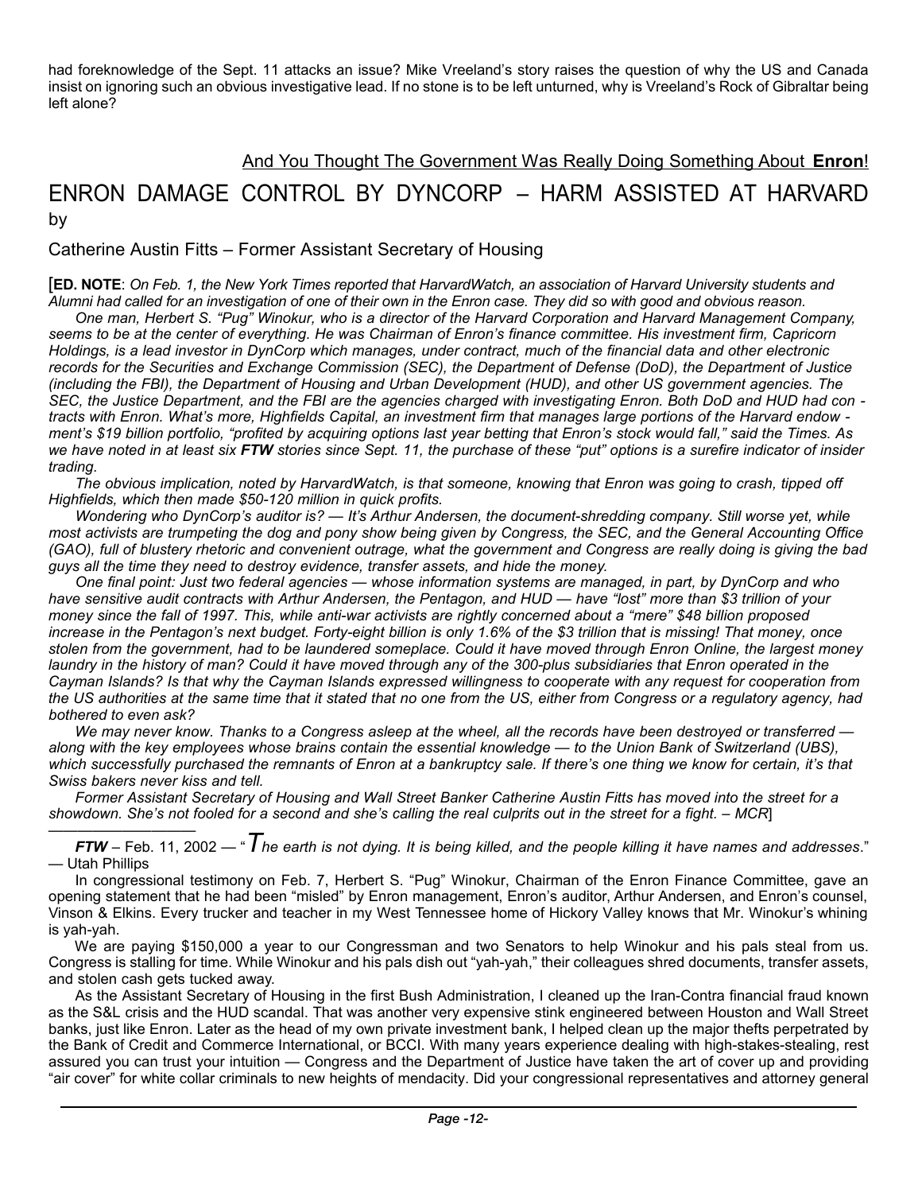had foreknowledge of the Sept. 11 attacks an issue? Mike Vreeland's story raises the question of why the US and Canada insist on ignoring such an obvious investigative lead. If no stone is to be left unturned, why is Vreeland's Rock of Gibraltar being left alone?

And You Thought The Government Was Really Doing Something About **Enron**!

# ENRON DAMAGE CONTROL BY DYNCORP – HARM ASSISTED AT HARVARD

by

Catherine Austin Fitts – Former Assistant Secretary of Housing

[**ED. NOTE**: *On Feb. 1, the New York Times reported that HarvardWatch, an association of Harvard University students and Alumni had called for an investigation of one of their own in the Enron case. They did so with good and obvious reason.*

*One man, Herbert S. "Pug" Winokur, who is a director of the Harvard Corporation and Harvard Management Company, seems to be at the center of everything. He was Chairman of Enron's finance committee. His investment firm, Capricorn Holdings, is a lead investor in DynCorp which manages, under contract, much of the financial data and other electronic records for the Securities and Exchange Commission (SEC), the Department of Defense (DoD), the Department of Justice (including the FBI), the Department of Housing and Urban Development (HUD), and other US government agencies. The SEC, the Justice Department, and the FBI are the agencies charged with investigating Enron. Both DoD and HUD had contracts with Enron. What's more, Highfields Capital, an investment firm that manages large portions of the Harvard endowment's $19 billion portfolio, "profited by acquiring options last year betting that Enron's stock would fall," said the Times. As we have noted in at least six **FTW** stories since Sept. 11, the purchase of these "put" options is a surefire indicator of insider trading.*

*The obvious implication, noted by HarvardWatch, is that someone, knowing that Enron was going to crash, tipped off Highfields, which then made $50-120 million in quick profits.*

*Wondering who DynCorp's auditor is? — It's Arthur Andersen, the document-shredding company. Still worse yet, while most activists are trumpeting the dog and pony show being given by Congress, the SEC, and the General Accounting Office (GAO), full of blustery rhetoric and convenient outrage, what the government and Congress are really doing is giving the bad guys all the time they need to destroy evidence, transfer assets, and hide the money.*

*One final point: Just two federal agencies — whose information systems are managed, in part, by DynCorp and who have sensitive audit contracts with Arthur Andersen, the Pentagon, and HUD — have "lost" more than $3 trillion of your money since the fall of 1997. This, while anti-war activists are rightly concerned about a "mere" $48 billion proposed increase in the Pentagon's next budget. Forty-eight billion is only 1.6% of the $3 trillion that is missing! That money, once stolen from the government, had to be laundered someplace. Could it have moved through Enron Online, the largest money laundry in the history of man? Could it have moved through any of the 300-plus subsidiaries that Enron operated in the Cayman Islands? Is that why the Cayman Islands expressed willingness to cooperate with any request for cooperation from the US authorities at the same time that it stated that no one from the US, either from Congress or a regulatory agency, had bothered to even ask?*

*We may never know. Thanks to a Congress asleep at the wheel, all the records have been destroyed or transferred — along with the key employees whose brains contain the essential knowledge — to the Union Bank of Switzerland (UBS), which successfully purchased the remnants of Enron at a bankruptcy sale. If there's one thing we know for certain, it's that Swiss bakers never kiss and tell.*

*Former Assistant Secretary of Housing and Wall Street Banker Catherine Austin Fitts has moved into the street for a showdown. She's not fooled for a second and she's calling the real culprits out in the street for a fight. – MCR*]

---

***FTW*** – Feb. 11, 2002 — "*The earth is not dying. It is being killed, and the people killing it have names and addresses*." — Utah Phillips

In congressional testimony on Feb. 7, Herbert S. "Pug" Winokur, Chairman of the Enron Finance Committee, gave an opening statement that he had been "misled" by Enron management, Enron's auditor, Arthur Andersen, and Enron's counsel, Vinson & Elkins. Every trucker and teacher in my West Tennessee home of Hickory Valley knows that Mr. Winokur's whining is yah-yah.

We are paying $150,000 a year to our Congressman and two Senators to help Winokur and his pals steal from us. Congress is stalling for time. While Winokur and his pals dish out "yah-yah," their colleagues shred documents, transfer assets, and stolen cash gets tucked away.

As the Assistant Secretary of Housing in the first Bush Administration, I cleaned up the Iran-Contra financial fraud known as the S&L crisis and the HUD scandal. That was another very expensive stink engineered between Houston and Wall Street banks, just like Enron. Later as the head of my own private investment bank, I helped clean up the major thefts perpetrated by the Bank of Credit and Commerce International, or BCCI. With many years experience dealing with high-stakes-stealing, rest assured you can trust your intuition — Congress and the Department of Justice have taken the art of cover up and providing "air cover" for white collar criminals to new heights of mendacity. Did your congressional representatives and attorney general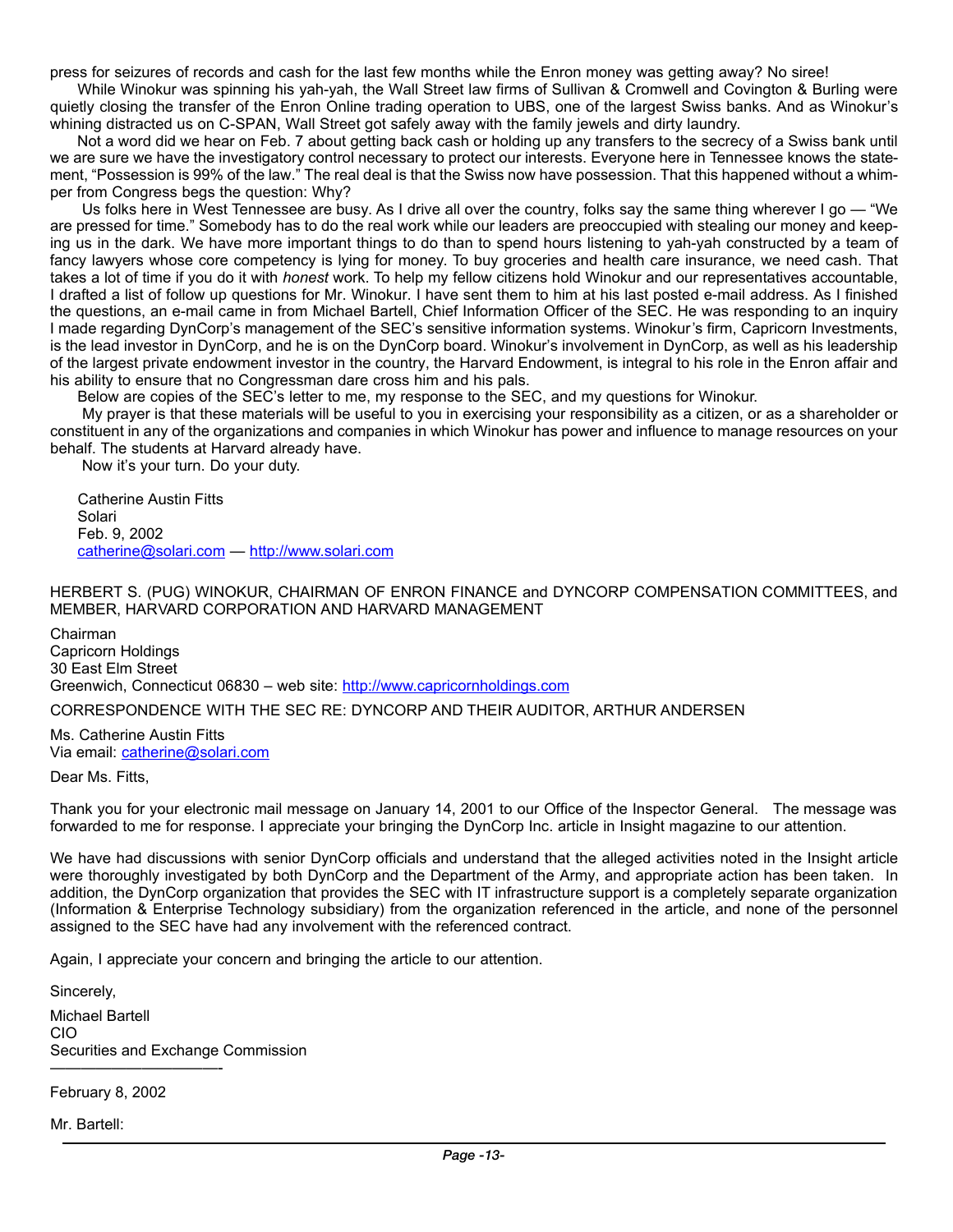press for seizures of records and cash for the last few months while the Enron money was getting away? No siree!

While Winokur was spinning his yah-yah, the Wall Street law firms of Sullivan & Cromwell and Covington & Burling were quietly closing the transfer of the Enron Online trading operation to UBS, one of the largest Swiss banks. And as Winokur's whining distracted us on C-SPAN, Wall Street got safely away with the family jewels and dirty laundry.

Not a word did we hear on Feb. 7 about getting back cash or holding up any transfers to the secrecy of a Swiss bank until we are sure we have the investigatory control necessary to protect our interests. Everyone here in Tennessee knows the statement, "Possession is 99% of the law." The real deal is that the Swiss now have possession. That this happened without a whimper from Congress begs the question: Why?

Us folks here in West Tennessee are busy. As I drive all over the country, folks say the same thing wherever I go — "We are pressed for time." Somebody has to do the real work while our leaders are preoccupied with stealing our money and keeping us in the dark. We have more important things to do than to spend hours listening to yah-yah constructed by a team of fancy lawyers whose core competency is lying for money. To buy groceries and health care insurance, we need cash. That takes a lot of time if you do it with *honest* work. To help my fellow citizens hold Winokur and our representatives accountable, I drafted a list of follow up questions for Mr. Winokur. I have sent them to him at his last posted e-mail address. As I finished the questions, an e-mail came in from Michael Bartell, Chief Information Officer of the SEC. He was responding to an inquiry I made regarding DynCorp's management of the SEC's sensitive information systems. Winokur's firm, Capricorn Investments, is the lead investor in DynCorp, and he is on the DynCorp board. Winokur's involvement in DynCorp, as well as his leadership of the largest private endowment investor in the country, the Harvard Endowment, is integral to his role in the Enron affair and his ability to ensure that no Congressman dare cross him and his pals.

Below are copies of the SEC's letter to me, my response to the SEC, and my questions for Winokur.

My prayer is that these materials will be useful to you in exercising your responsibility as a citizen, or as a shareholder or constituent in any of the organizations and companies in which Winokur has power and influence to manage resources on your behalf. The students at Harvard already have.

Now it's your turn. Do your duty.

Catherine Austin Fitts
Solari
Feb. 9, 2002
catherine@solari.com — http://www.solari.com

HERBERT S. (PUG) WINOKUR, CHAIRMAN OF ENRON FINANCE and DYNCORP COMPENSATION COMMITTEES, and MEMBER, HARVARD CORPORATION AND HARVARD MANAGEMENT

Chairman
Capricorn Holdings
30 East Elm Street
Greenwich, Connecticut 06830 – web site: http://www.capricornholdings.com

CORRESPONDENCE WITH THE SEC RE: DYNCORP AND THEIR AUDITOR, ARTHUR ANDERSEN

Ms. Catherine Austin Fitts
Via email: catherine@solari.com

Dear Ms. Fitts,

Thank you for your electronic mail message on January 14, 2001 to our Office of the Inspector General. The message was forwarded to me for response. I appreciate your bringing the DynCorp Inc. article in Insight magazine to our attention.

We have had discussions with senior DynCorp officials and understand that the alleged activities noted in the Insight article were thoroughly investigated by both DynCorp and the Department of the Army, and appropriate action has been taken. In addition, the DynCorp organization that provides the SEC with IT infrastructure support is a completely separate organization (Information & Enterprise Technology subsidiary) from the organization referenced in the article, and none of the personnel assigned to the SEC have had any involvement with the referenced contract.

Again, I appreciate your concern and bringing the article to our attention.

Sincerely,

Michael Bartell
CIO
Securities and Exchange Commission

---

February 8, 2002

Mr. Bartell: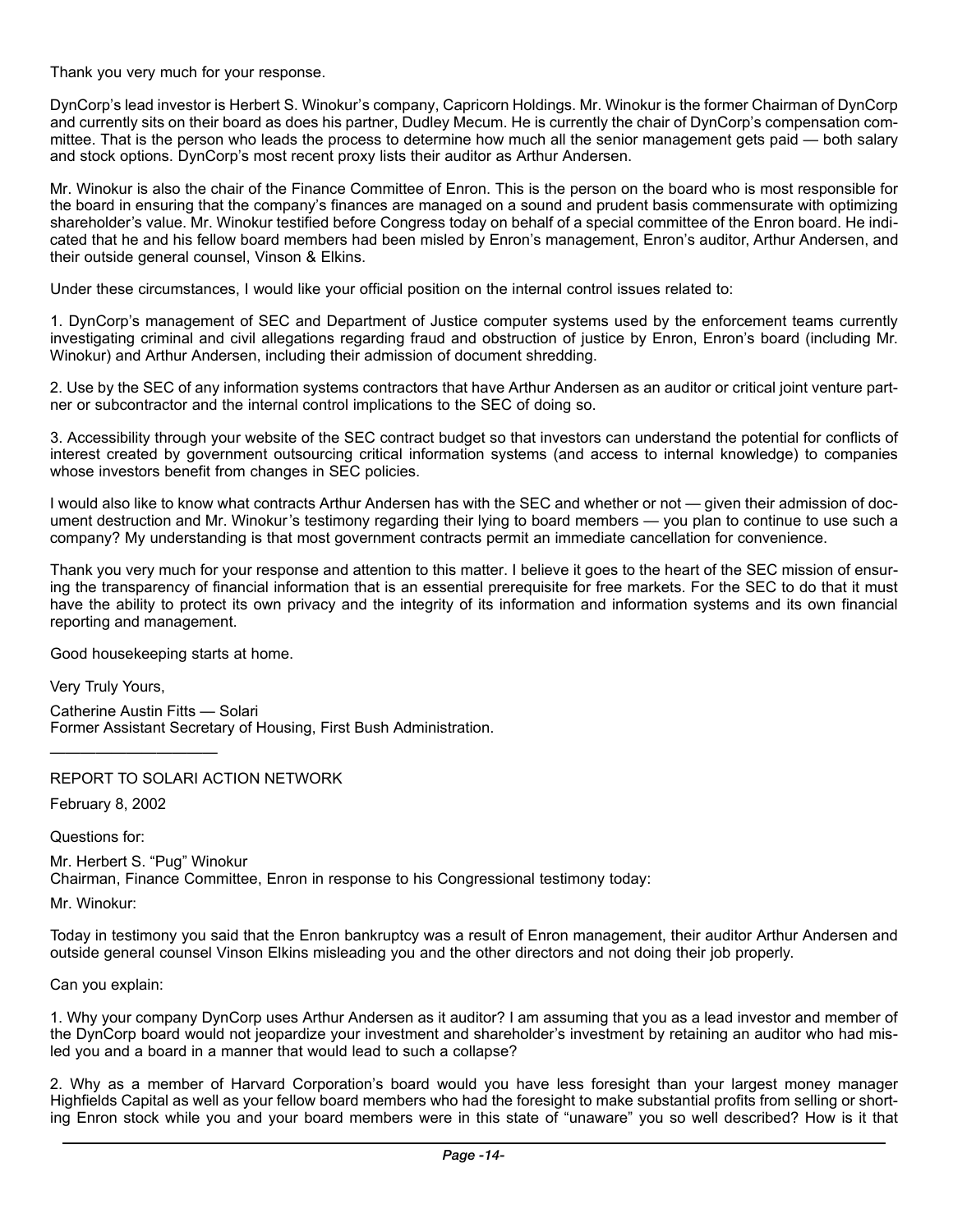Thank you very much for your response.

DynCorp's lead investor is Herbert S. Winokur's company, Capricorn Holdings. Mr. Winokur is the former Chairman of DynCorp and currently sits on their board as does his partner, Dudley Mecum. He is currently the chair of DynCorp's compensation committee. That is the person who leads the process to determine how much all the senior management gets paid — both salary and stock options. DynCorp's most recent proxy lists their auditor as Arthur Andersen.

Mr. Winokur is also the chair of the Finance Committee of Enron. This is the person on the board who is most responsible for the board in ensuring that the company's finances are managed on a sound and prudent basis commensurate with optimizing shareholder's value. Mr. Winokur testified before Congress today on behalf of a special committee of the Enron board. He indicated that he and his fellow board members had been misled by Enron's management, Enron's auditor, Arthur Andersen, and their outside general counsel, Vinson & Elkins.

Under these circumstances, I would like your official position on the internal control issues related to:

1. DynCorp's management of SEC and Department of Justice computer systems used by the enforcement teams currently investigating criminal and civil allegations regarding fraud and obstruction of justice by Enron, Enron's board (including Mr. Winokur) and Arthur Andersen, including their admission of document shredding.

2. Use by the SEC of any information systems contractors that have Arthur Andersen as an auditor or critical joint venture partner or subcontractor and the internal control implications to the SEC of doing so.

3. Accessibility through your website of the SEC contract budget so that investors can understand the potential for conflicts of interest created by government outsourcing critical information systems (and access to internal knowledge) to companies whose investors benefit from changes in SEC policies.

I would also like to know what contracts Arthur Andersen has with the SEC and whether or not — given their admission of document destruction and Mr. Winokur's testimony regarding their lying to board members — you plan to continue to use such a company? My understanding is that most government contracts permit an immediate cancellation for convenience.

Thank you very much for your response and attention to this matter. I believe it goes to the heart of the SEC mission of ensuring the transparency of financial information that is an essential prerequisite for free markets. For the SEC to do that it must have the ability to protect its own privacy and the integrity of its information and information systems and its own financial reporting and management.

Good housekeeping starts at home.

Very Truly Yours,

Catherine Austin Fitts — Solari
Former Assistant Secretary of Housing, First Bush Administration.

---

REPORT TO SOLARI ACTION NETWORK

February 8, 2002

Questions for:

Mr. Herbert S. "Pug" Winokur
Chairman, Finance Committee, Enron in response to his Congressional testimony today:

Mr. Winokur:

Today in testimony you said that the Enron bankruptcy was a result of Enron management, their auditor Arthur Andersen and outside general counsel Vinson Elkins misleading you and the other directors and not doing their job properly.

Can you explain:

1. Why your company DynCorp uses Arthur Andersen as it auditor? I am assuming that you as a lead investor and member of the DynCorp board would not jeopardize your investment and shareholder's investment by retaining an auditor who had misled you and a board in a manner that would lead to such a collapse?

2. Why as a member of Harvard Corporation's board would you have less foresight than your largest money manager Highfields Capital as well as your fellow board members who had the foresight to make substantial profits from selling or shorting Enron stock while you and your board members were in this state of "unaware" you so well described? How is it that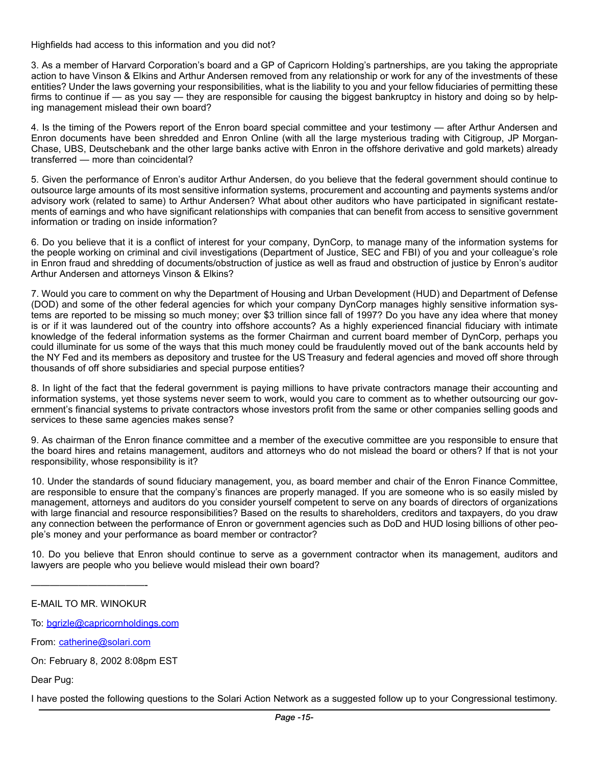Highfields had access to this information and you did not?

3. As a member of Harvard Corporation's board and a GP of Capricorn Holding's partnerships, are you taking the appropriate action to have Vinson & Elkins and Arthur Andersen removed from any relationship or work for any of the investments of these entities? Under the laws governing your responsibilities, what is the liability to you and your fellow fiduciaries of permitting these firms to continue if — as you say — they are responsible for causing the biggest bankruptcy in history and doing so by helping management mislead their own board?

4. Is the timing of the Powers report of the Enron board special committee and your testimony — after Arthur Andersen and Enron documents have been shredded and Enron Online (with all the large mysterious trading with Citigroup, JP Morgan-Chase, UBS, Deutschebank and the other large banks active with Enron in the offshore derivative and gold markets) already transferred — more than coincidental?

5. Given the performance of Enron's auditor Arthur Andersen, do you believe that the federal government should continue to outsource large amounts of its most sensitive information systems, procurement and accounting and payments systems and/or advisory work (related to same) to Arthur Andersen? What about other auditors who have participated in significant restatements of earnings and who have significant relationships with companies that can benefit from access to sensitive government information or trading on inside information?

6. Do you believe that it is a conflict of interest for your company, DynCorp, to manage many of the information systems for the people working on criminal and civil investigations (Department of Justice, SEC and FBI) of you and your colleague's role in Enron fraud and shredding of documents/obstruction of justice as well as fraud and obstruction of justice by Enron's auditor Arthur Andersen and attorneys Vinson & Elkins?

7. Would you care to comment on why the Department of Housing and Urban Development (HUD) and Department of Defense (DOD) and some of the other federal agencies for which your company DynCorp manages highly sensitive information systems are reported to be missing so much money; over $3 trillion since fall of 1997? Do you have any idea where that money is or if it was laundered out of the country into offshore accounts? As a highly experienced financial fiduciary with intimate knowledge of the federal information systems as the former Chairman and current board member of DynCorp, perhaps you could illuminate for us some of the ways that this much money could be fraudulently moved out of the bank accounts held by the NY Fed and its members as depository and trustee for the US Treasury and federal agencies and moved off shore through thousands of off shore subsidiaries and special purpose entities?

8. In light of the fact that the federal government is paying millions to have private contractors manage their accounting and information systems, yet those systems never seem to work, would you care to comment as to whether outsourcing our government's financial systems to private contractors whose investors profit from the same or other companies selling goods and services to these same agencies makes sense?

9. As chairman of the Enron finance committee and a member of the executive committee are you responsible to ensure that the board hires and retains management, auditors and attorneys who do not mislead the board or others? If that is not your responsibility, whose responsibility is it?

10. Under the standards of sound fiduciary management, you, as board member and chair of the Enron Finance Committee, are responsible to ensure that the company's finances are properly managed. If you are someone who is so easily misled by management, attorneys and auditors do you consider yourself competent to serve on any boards of directors of organizations with large financial and resource responsibilities? Based on the results to shareholders, creditors and taxpayers, do you draw any connection between the performance of Enron or government agencies such as DoD and HUD losing billions of other people's money and your performance as board member or contractor?

10. Do you believe that Enron should continue to serve as a government contractor when its management, auditors and lawyers are people who you believe would mislead their own board?

———————————-

E-MAIL TO MR. WINOKUR

To: bgrizle@capricornholdings.com

From: catherine@solari.com

On: February 8, 2002 8:08pm EST

Dear Pug:

I have posted the following questions to the Solari Action Network as a suggested follow up to your Congressional testimony.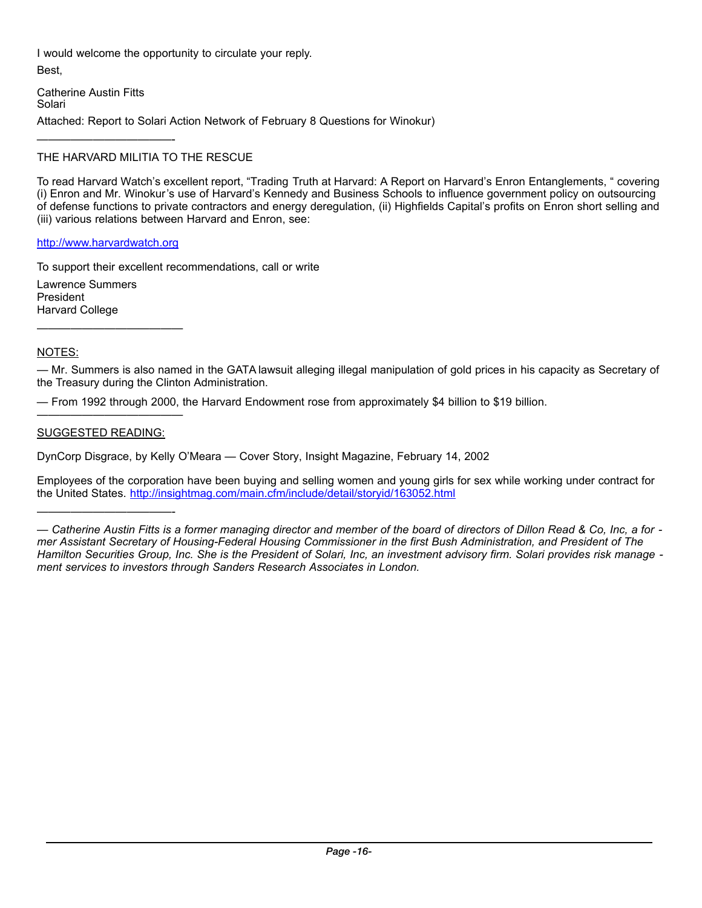I would welcome the opportunity to circulate your reply.

Best,

Catherine Austin Fitts
Solari

Attached: Report to Solari Action Network of February 8 Questions for Winokur)

———————————-

THE HARVARD MILITIA TO THE RESCUE

To read Harvard Watch's excellent report, "Trading Truth at Harvard: A Report on Harvard's Enron Entanglements, " covering (i) Enron and Mr. Winokur's use of Harvard's Kennedy and Business Schools to influence government policy on outsourcing of defense functions to private contractors and energy deregulation, (ii) Highfields Capital's profits on Enron short selling and (iii) various relations between Harvard and Enron, see:

http://www.harvardwatch.org

To support their excellent recommendations, call or write

Lawrence Summers
President
Harvard College

————————————

NOTES:

— Mr. Summers is also named in the GATA lawsuit alleging illegal manipulation of gold prices in his capacity as Secretary of the Treasury during the Clinton Administration.

— From 1992 through 2000, the Harvard Endowment rose from approximately $4 billion to $19 billion.

————————————

SUGGESTED READING:

DynCorp Disgrace, by Kelly O'Meara — Cover Story, Insight Magazine, February 14, 2002

Employees of the corporation have been buying and selling women and young girls for sex while working under contract for the United States. http://insightmag.com/main.cfm/include/detail/storyid/163052.html

———————————-

*— Catherine Austin Fitts is a former managing director and member of the board of directors of Dillon Read & Co, Inc, a former Assistant Secretary of Housing-Federal Housing Commissioner in the first Bush Administration, and President of The Hamilton Securities Group, Inc. She is the President of Solari, Inc, an investment advisory firm. Solari provides risk management services to investors through Sanders Research Associates in London.*